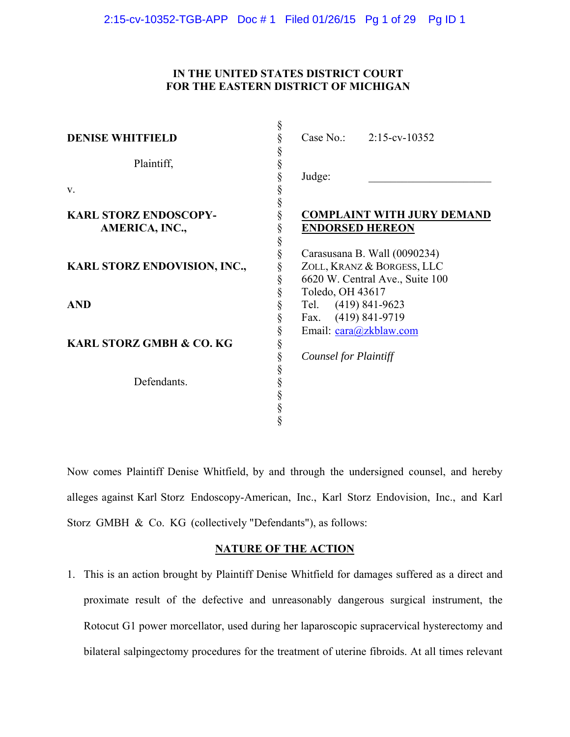**IN THE UNITED STATES DISTRICT COURT**
**FOR THE EASTERN DISTRICT OF MICHIGAN**

| | | |
|---|---|---|
| **DENISE WHITFIELD** | § | Case No.: 2:15-cv-10352 |
| Plaintiff, | § | Judge: ____________________ |
| v. | § | |
| **KARL STORZ ENDOSCOPY-AMERICA, INC.,** | § | **COMPLAINT WITH JURY DEMAND ENDORSED HEREON** |
| **KARL STORZ ENDOVISION, INC.,** | § | Carasusana B. Wall (0090234)<br>ZOLL, KRANZ & BORGESS, LLC<br>6620 W. Central Ave., Suite 100<br>Toledo, OH 43617<br>Tel. (419) 841-9623<br>Fax. (419) 841-9719<br>Email: cara@zkblaw.com |
| **AND** | § | |
| **KARL STORZ GMBH & CO. KG** | § | *Counsel for Plaintiff* |
| Defendants. | § | |

Now comes Plaintiff Denise Whitfield, by and through the undersigned counsel, and hereby alleges against Karl Storz Endoscopy-American, Inc., Karl Storz Endovision, Inc., and Karl Storz GMBH & Co. KG (collectively "Defendants"), as follows:

## NATURE OF THE ACTION

1. This is an action brought by Plaintiff Denise Whitfield for damages suffered as a direct and proximate result of the defective and unreasonably dangerous surgical instrument, the Rotocut G1 power morcellator, used during her laparoscopic supracervical hysterectomy and bilateral salpingectomy procedures for the treatment of uterine fibroids. At all times relevant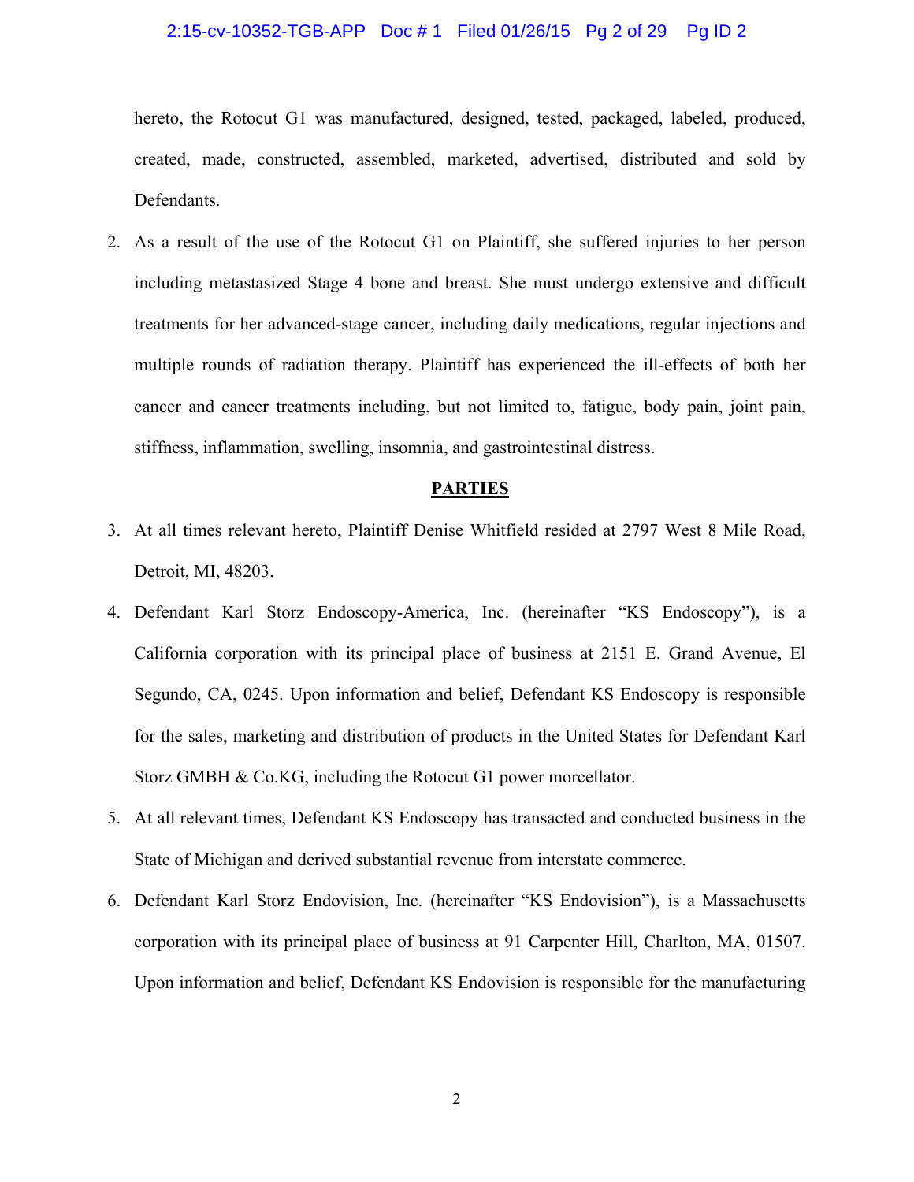hereto, the Rotocut G1 was manufactured, designed, tested, packaged, labeled, produced, created, made, constructed, assembled, marketed, advertised, distributed and sold by Defendants.

2. As a result of the use of the Rotocut G1 on Plaintiff, she suffered injuries to her person including metastasized Stage 4 bone and breast. She must undergo extensive and difficult treatments for her advanced-stage cancer, including daily medications, regular injections and multiple rounds of radiation therapy. Plaintiff has experienced the ill-effects of both her cancer and cancer treatments including, but not limited to, fatigue, body pain, joint pain, stiffness, inflammation, swelling, insomnia, and gastrointestinal distress.

## PARTIES

3. At all times relevant hereto, Plaintiff Denise Whitfield resided at 2797 West 8 Mile Road, Detroit, MI, 48203.

4. Defendant Karl Storz Endoscopy-America, Inc. (hereinafter "KS Endoscopy"), is a California corporation with its principal place of business at 2151 E. Grand Avenue, El Segundo, CA, 0245. Upon information and belief, Defendant KS Endoscopy is responsible for the sales, marketing and distribution of products in the United States for Defendant Karl Storz GMBH & Co.KG, including the Rotocut G1 power morcellator.

5. At all relevant times, Defendant KS Endoscopy has transacted and conducted business in the State of Michigan and derived substantial revenue from interstate commerce.

6. Defendant Karl Storz Endovision, Inc. (hereinafter "KS Endovision"), is a Massachusetts corporation with its principal place of business at 91 Carpenter Hill, Charlton, MA, 01507. Upon information and belief, Defendant KS Endovision is responsible for the manufacturing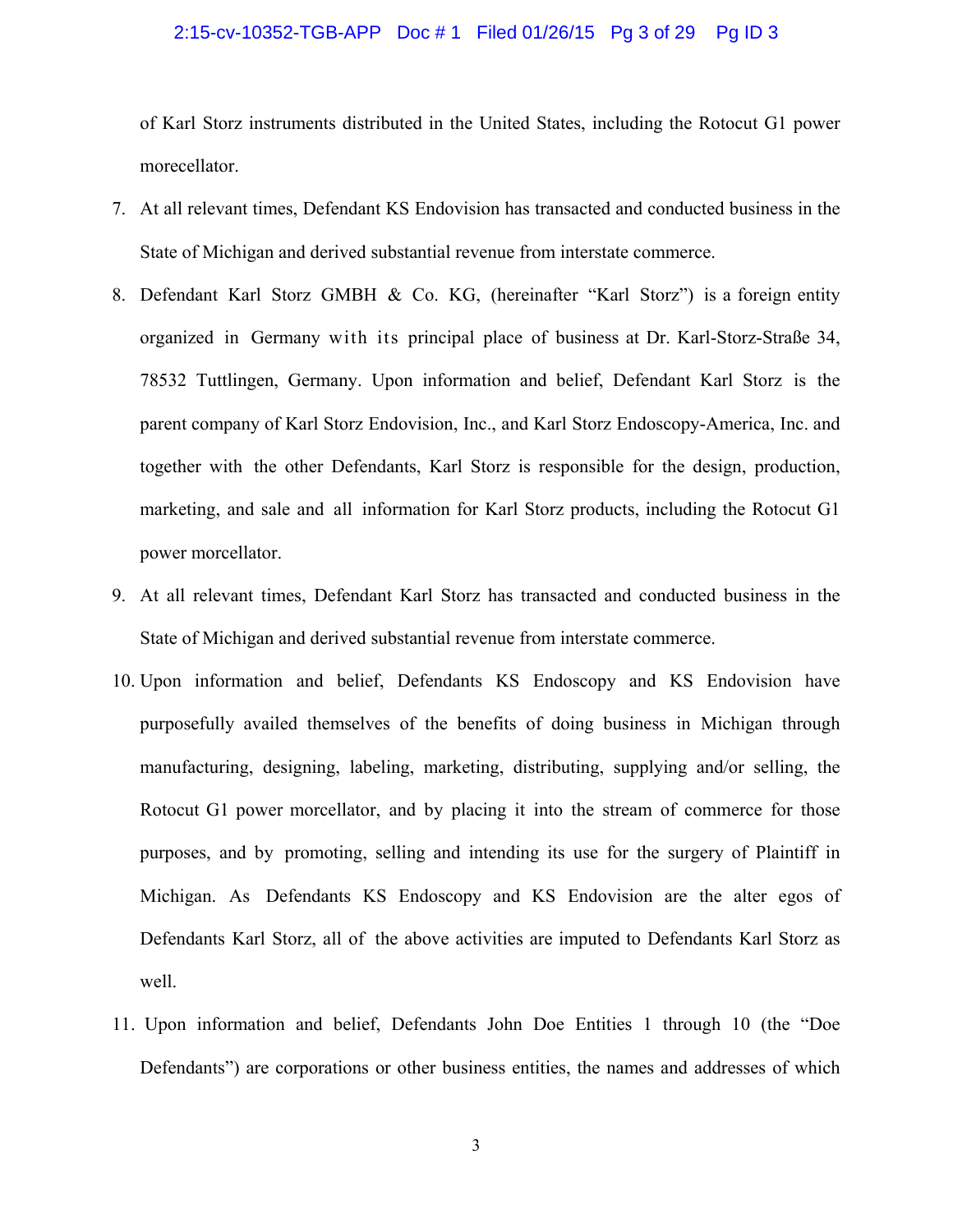of Karl Storz instruments distributed in the United States, including the Rotocut G1 power morecellator.

7. At all relevant times, Defendant KS Endovision has transacted and conducted business in the State of Michigan and derived substantial revenue from interstate commerce.

8. Defendant Karl Storz GMBH & Co. KG, (hereinafter "Karl Storz") is a foreign entity organized in Germany with its principal place of business at Dr. Karl-Storz-Straße 34, 78532 Tuttlingen, Germany. Upon information and belief, Defendant Karl Storz is the parent company of Karl Storz Endovision, Inc., and Karl Storz Endoscopy-America, Inc. and together with the other Defendants, Karl Storz is responsible for the design, production, marketing, and sale and all information for Karl Storz products, including the Rotocut G1 power morcellator.

9. At all relevant times, Defendant Karl Storz has transacted and conducted business in the State of Michigan and derived substantial revenue from interstate commerce.

10. Upon information and belief, Defendants KS Endoscopy and KS Endovision have purposefully availed themselves of the benefits of doing business in Michigan through manufacturing, designing, labeling, marketing, distributing, supplying and/or selling, the Rotocut G1 power morcellator, and by placing it into the stream of commerce for those purposes, and by promoting, selling and intending its use for the surgery of Plaintiff in Michigan. As Defendants KS Endoscopy and KS Endovision are the alter egos of Defendants Karl Storz, all of the above activities are imputed to Defendants Karl Storz as well.

11. Upon information and belief, Defendants John Doe Entities 1 through 10 (the "Doe Defendants") are corporations or other business entities, the names and addresses of which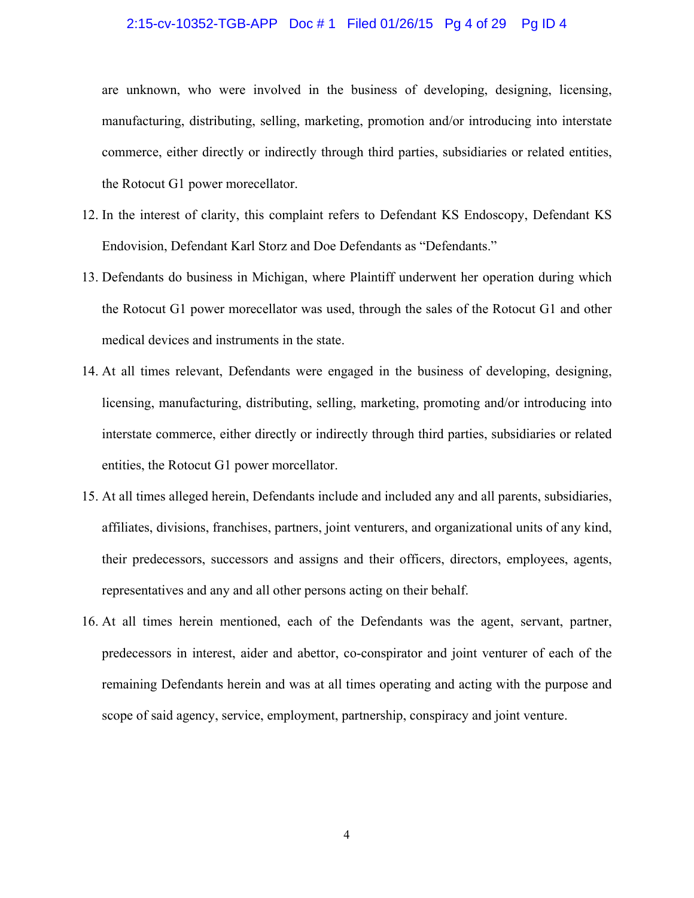are unknown, who were involved in the business of developing, designing, licensing, manufacturing, distributing, selling, marketing, promotion and/or introducing into interstate commerce, either directly or indirectly through third parties, subsidiaries or related entities, the Rotocut G1 power morecellator.

12. In the interest of clarity, this complaint refers to Defendant KS Endoscopy, Defendant KS Endovision, Defendant Karl Storz and Doe Defendants as "Defendants."

13. Defendants do business in Michigan, where Plaintiff underwent her operation during which the Rotocut G1 power morecellator was used, through the sales of the Rotocut G1 and other medical devices and instruments in the state.

14. At all times relevant, Defendants were engaged in the business of developing, designing, licensing, manufacturing, distributing, selling, marketing, promoting and/or introducing into interstate commerce, either directly or indirectly through third parties, subsidiaries or related entities, the Rotocut G1 power morcellator.

15. At all times alleged herein, Defendants include and included any and all parents, subsidiaries, affiliates, divisions, franchises, partners, joint venturers, and organizational units of any kind, their predecessors, successors and assigns and their officers, directors, employees, agents, representatives and any and all other persons acting on their behalf.

16. At all times herein mentioned, each of the Defendants was the agent, servant, partner, predecessors in interest, aider and abettor, co-conspirator and joint venturer of each of the remaining Defendants herein and was at all times operating and acting with the purpose and scope of said agency, service, employment, partnership, conspiracy and joint venture.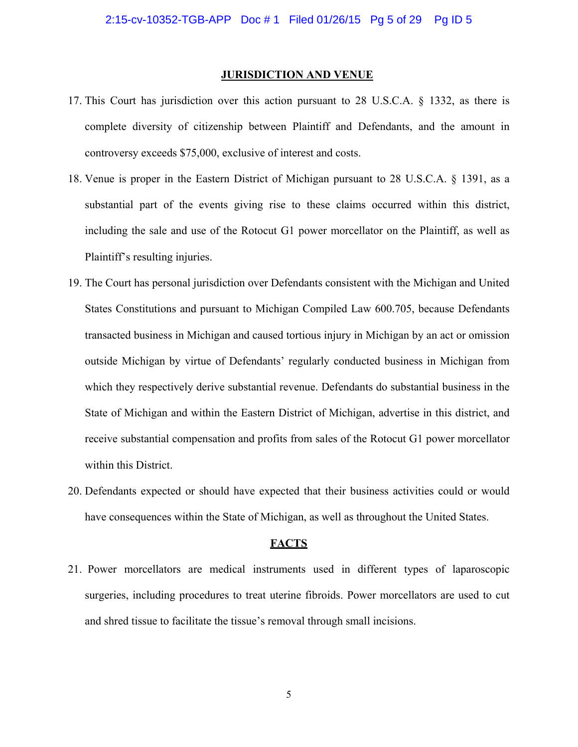## JURISDICTION AND VENUE

17. This Court has jurisdiction over this action pursuant to 28 U.S.C.A. § 1332, as there is complete diversity of citizenship between Plaintiff and Defendants, and the amount in controversy exceeds $75,000, exclusive of interest and costs.

18. Venue is proper in the Eastern District of Michigan pursuant to 28 U.S.C.A. § 1391, as a substantial part of the events giving rise to these claims occurred within this district, including the sale and use of the Rotocut G1 power morcellator on the Plaintiff, as well as Plaintiff's resulting injuries.

19. The Court has personal jurisdiction over Defendants consistent with the Michigan and United States Constitutions and pursuant to Michigan Compiled Law 600.705, because Defendants transacted business in Michigan and caused tortious injury in Michigan by an act or omission outside Michigan by virtue of Defendants' regularly conducted business in Michigan from which they respectively derive substantial revenue. Defendants do substantial business in the State of Michigan and within the Eastern District of Michigan, advertise in this district, and receive substantial compensation and profits from sales of the Rotocut G1 power morcellator within this District.

20. Defendants expected or should have expected that their business activities could or would have consequences within the State of Michigan, as well as throughout the United States.

## FACTS

21. Power morcellators are medical instruments used in different types of laparoscopic surgeries, including procedures to treat uterine fibroids. Power morcellators are used to cut and shred tissue to facilitate the tissue's removal through small incisions.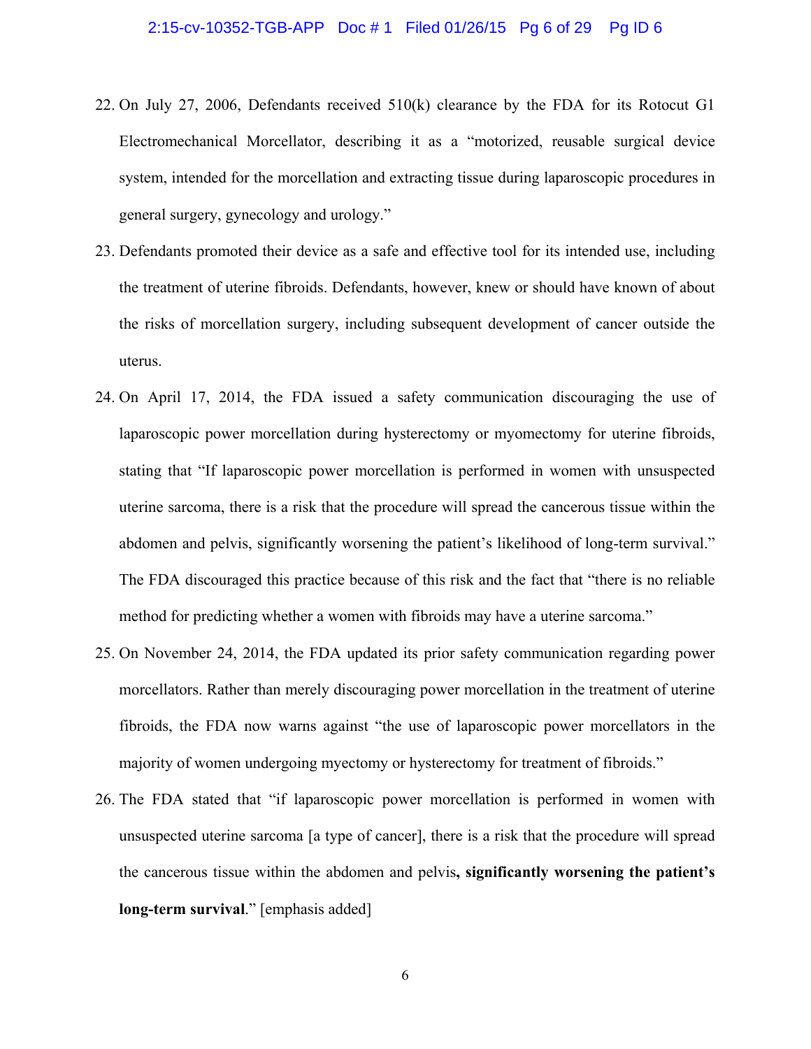22. On July 27, 2006, Defendants received 510(k) clearance by the FDA for its Rotocut G1 Electromechanical Morcellator, describing it as a "motorized, reusable surgical device system, intended for the morcellation and extracting tissue during laparoscopic procedures in general surgery, gynecology and urology."

23. Defendants promoted their device as a safe and effective tool for its intended use, including the treatment of uterine fibroids. Defendants, however, knew or should have known of about the risks of morcellation surgery, including subsequent development of cancer outside the uterus.

24. On April 17, 2014, the FDA issued a safety communication discouraging the use of laparoscopic power morcellation during hysterectomy or myomectomy for uterine fibroids, stating that "If laparoscopic power morcellation is performed in women with unsuspected uterine sarcoma, there is a risk that the procedure will spread the cancerous tissue within the abdomen and pelvis, significantly worsening the patient's likelihood of long-term survival." The FDA discouraged this practice because of this risk and the fact that "there is no reliable method for predicting whether a women with fibroids may have a uterine sarcoma."

25. On November 24, 2014, the FDA updated its prior safety communication regarding power morcellators. Rather than merely discouraging power morcellation in the treatment of uterine fibroids, the FDA now warns against "the use of laparoscopic power morcellators in the majority of women undergoing myectomy or hysterectomy for treatment of fibroids."

26. The FDA stated that "if laparoscopic power morcellation is performed in women with unsuspected uterine sarcoma [a type of cancer], there is a risk that the procedure will spread the cancerous tissue within the abdomen and pelvis**, significantly worsening the patient's long-term survival**." [emphasis added]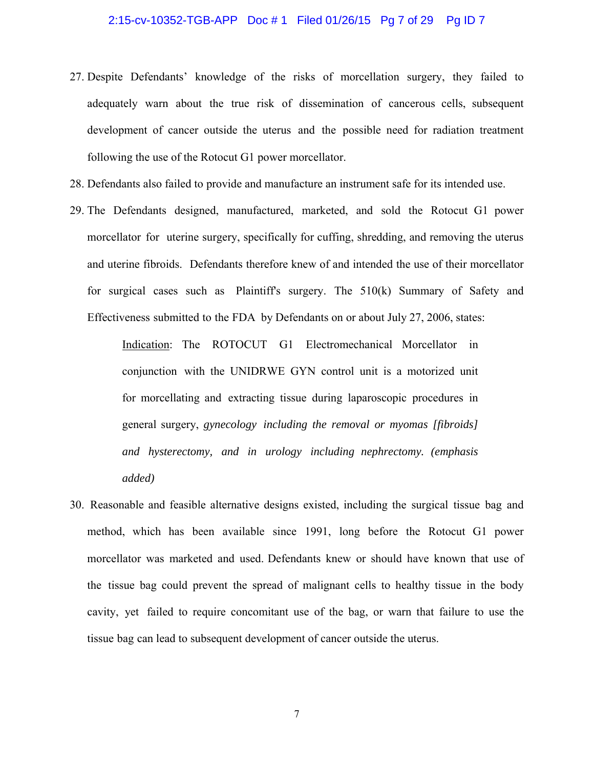27. Despite Defendants' knowledge of the risks of morcellation surgery, they failed to adequately warn about the true risk of dissemination of cancerous cells, subsequent development of cancer outside the uterus and the possible need for radiation treatment following the use of the Rotocut G1 power morcellator.

28. Defendants also failed to provide and manufacture an instrument safe for its intended use.

29. The Defendants designed, manufactured, marketed, and sold the Rotocut G1 power morcellator for uterine surgery, specifically for cuffing, shredding, and removing the uterus and uterine fibroids. Defendants therefore knew of and intended the use of their morcellator for surgical cases such as Plaintiff's surgery. The 510(k) Summary of Safety and Effectiveness submitted to the FDA by Defendants on or about July 27, 2006, states:

    <u>Indication</u>: The ROTOCUT G1 Electromechanical Morcellator in conjunction with the UNIDRWE GYN control unit is a motorized unit for morcellating and extracting tissue during laparoscopic procedures in general surgery, *gynecology including the removal or myomas [fibroids] and hysterectomy, and in urology including nephrectomy. (emphasis added)*

30. Reasonable and feasible alternative designs existed, including the surgical tissue bag and method, which has been available since 1991, long before the Rotocut G1 power morcellator was marketed and used. Defendants knew or should have known that use of the tissue bag could prevent the spread of malignant cells to healthy tissue in the body cavity, yet failed to require concomitant use of the bag, or warn that failure to use the tissue bag can lead to subsequent development of cancer outside the uterus.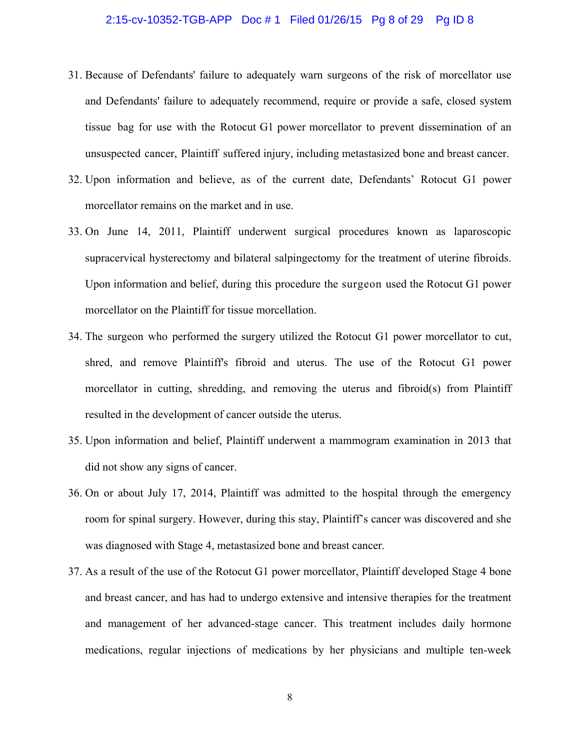31. Because of Defendants' failure to adequately warn surgeons of the risk of morcellator use and Defendants' failure to adequately recommend, require or provide a safe, closed system tissue bag for use with the Rotocut G1 power morcellator to prevent dissemination of an unsuspected cancer, Plaintiff suffered injury, including metastasized bone and breast cancer.

32. Upon information and believe, as of the current date, Defendants' Rotocut G1 power morcellator remains on the market and in use.

33. On June 14, 2011, Plaintiff underwent surgical procedures known as laparoscopic supracervical hysterectomy and bilateral salpingectomy for the treatment of uterine fibroids. Upon information and belief, during this procedure the surgeon used the Rotocut G1 power morcellator on the Plaintiff for tissue morcellation.

34. The surgeon who performed the surgery utilized the Rotocut G1 power morcellator to cut, shred, and remove Plaintiff's fibroid and uterus. The use of the Rotocut G1 power morcellator in cutting, shredding, and removing the uterus and fibroid(s) from Plaintiff resulted in the development of cancer outside the uterus.

35. Upon information and belief, Plaintiff underwent a mammogram examination in 2013 that did not show any signs of cancer.

36. On or about July 17, 2014, Plaintiff was admitted to the hospital through the emergency room for spinal surgery. However, during this stay, Plaintiff's cancer was discovered and she was diagnosed with Stage 4, metastasized bone and breast cancer.

37. As a result of the use of the Rotocut G1 power morcellator, Plaintiff developed Stage 4 bone and breast cancer, and has had to undergo extensive and intensive therapies for the treatment and management of her advanced-stage cancer. This treatment includes daily hormone medications, regular injections of medications by her physicians and multiple ten-week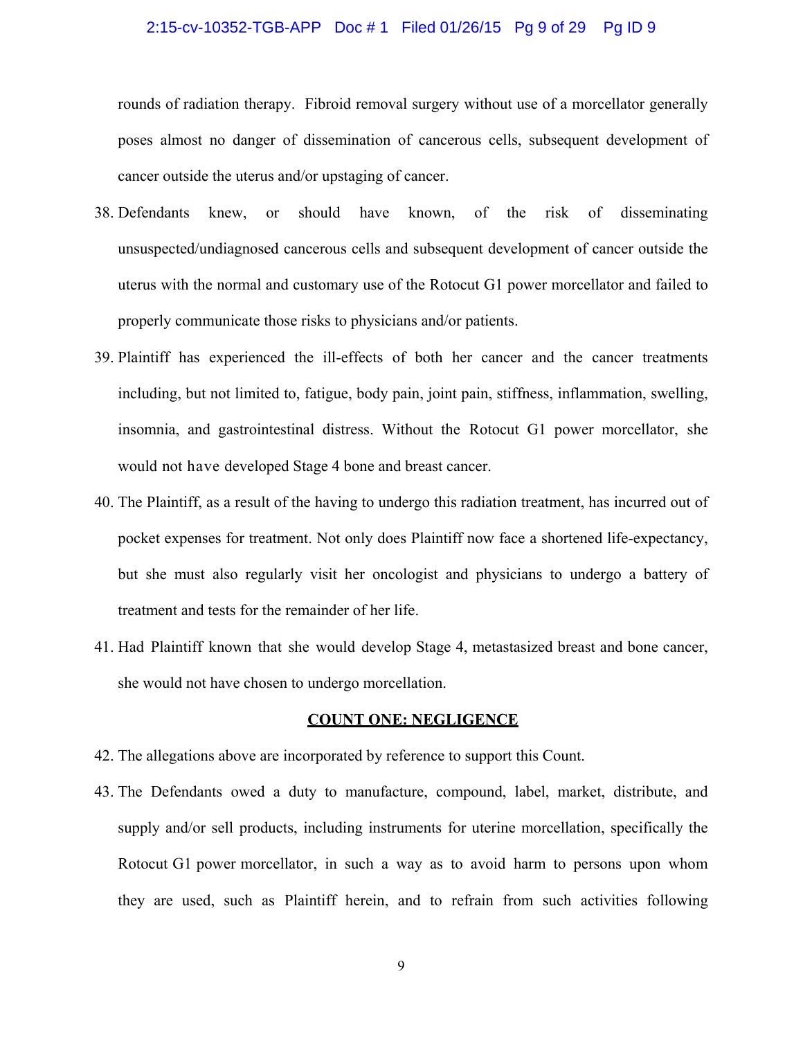rounds of radiation therapy. Fibroid removal surgery without use of a morcellator generally poses almost no danger of dissemination of cancerous cells, subsequent development of cancer outside the uterus and/or upstaging of cancer.

38. Defendants knew, or should have known, of the risk of disseminating unsuspected/undiagnosed cancerous cells and subsequent development of cancer outside the uterus with the normal and customary use of the Rotocut G1 power morcellator and failed to properly communicate those risks to physicians and/or patients.

39. Plaintiff has experienced the ill-effects of both her cancer and the cancer treatments including, but not limited to, fatigue, body pain, joint pain, stiffness, inflammation, swelling, insomnia, and gastrointestinal distress. Without the Rotocut G1 power morcellator, she would not have developed Stage 4 bone and breast cancer.

40. The Plaintiff, as a result of the having to undergo this radiation treatment, has incurred out of pocket expenses for treatment. Not only does Plaintiff now face a shortened life-expectancy, but she must also regularly visit her oncologist and physicians to undergo a battery of treatment and tests for the remainder of her life.

41. Had Plaintiff known that she would develop Stage 4, metastasized breast and bone cancer, she would not have chosen to undergo morcellation.

## COUNT ONE: NEGLIGENCE

42. The allegations above are incorporated by reference to support this Count.

43. The Defendants owed a duty to manufacture, compound, label, market, distribute, and supply and/or sell products, including instruments for uterine morcellation, specifically the Rotocut G1 power morcellator, in such a way as to avoid harm to persons upon whom they are used, such as Plaintiff herein, and to refrain from such activities following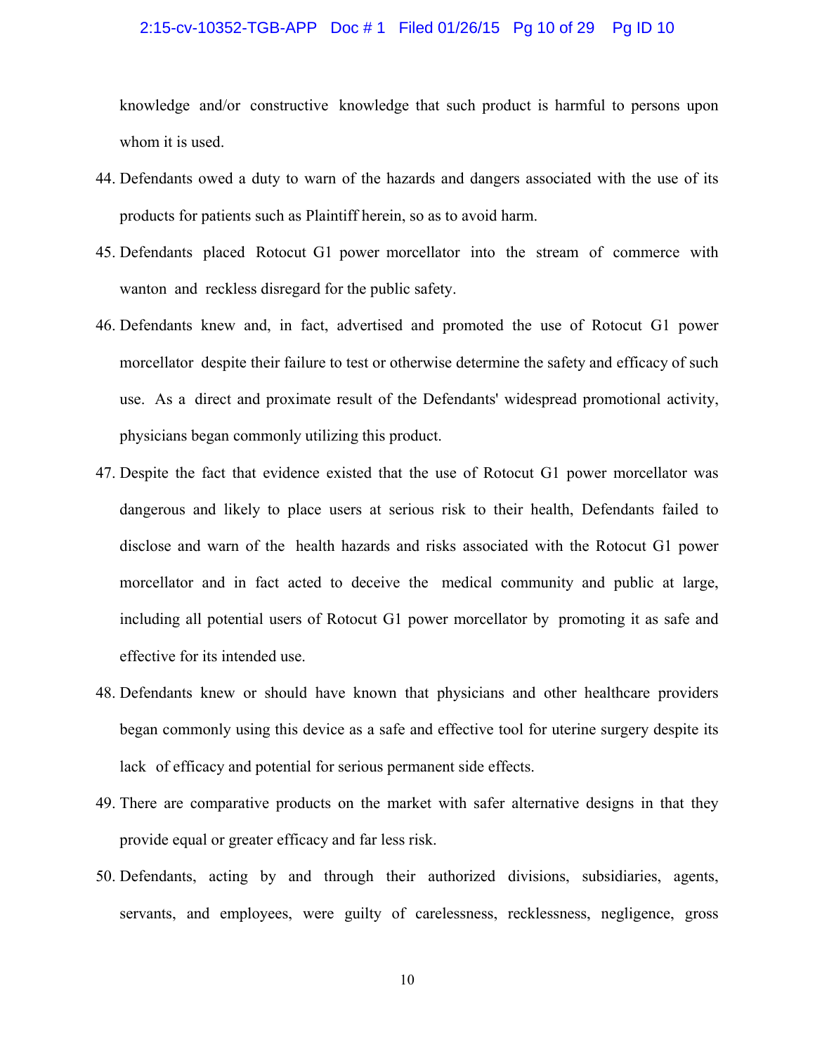knowledge and/or constructive knowledge that such product is harmful to persons upon whom it is used.

44. Defendants owed a duty to warn of the hazards and dangers associated with the use of its products for patients such as Plaintiff herein, so as to avoid harm.

45. Defendants placed Rotocut G1 power morcellator into the stream of commerce with wanton and reckless disregard for the public safety.

46. Defendants knew and, in fact, advertised and promoted the use of Rotocut G1 power morcellator despite their failure to test or otherwise determine the safety and efficacy of such use. As a direct and proximate result of the Defendants' widespread promotional activity, physicians began commonly utilizing this product.

47. Despite the fact that evidence existed that the use of Rotocut G1 power morcellator was dangerous and likely to place users at serious risk to their health, Defendants failed to disclose and warn of the health hazards and risks associated with the Rotocut G1 power morcellator and in fact acted to deceive the medical community and public at large, including all potential users of Rotocut G1 power morcellator by promoting it as safe and effective for its intended use.

48. Defendants knew or should have known that physicians and other healthcare providers began commonly using this device as a safe and effective tool for uterine surgery despite its lack of efficacy and potential for serious permanent side effects.

49. There are comparative products on the market with safer alternative designs in that they provide equal or greater efficacy and far less risk.

50. Defendants, acting by and through their authorized divisions, subsidiaries, agents, servants, and employees, were guilty of carelessness, recklessness, negligence, gross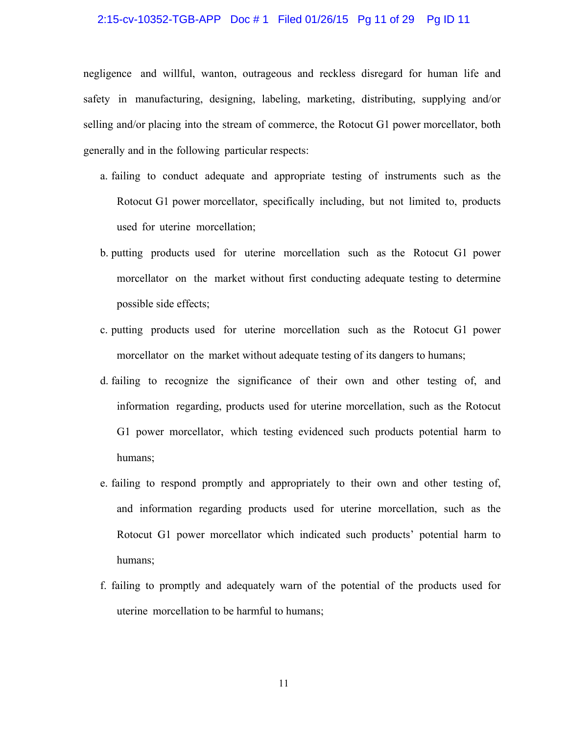negligence and willful, wanton, outrageous and reckless disregard for human life and safety in manufacturing, designing, labeling, marketing, distributing, supplying and/or selling and/or placing into the stream of commerce, the Rotocut G1 power morcellator, both generally and in the following particular respects:

a. failing to conduct adequate and appropriate testing of instruments such as the Rotocut G1 power morcellator, specifically including, but not limited to, products used for uterine morcellation;

b. putting products used for uterine morcellation such as the Rotocut G1 power morcellator on the market without first conducting adequate testing to determine possible side effects;

c. putting products used for uterine morcellation such as the Rotocut G1 power morcellator on the market without adequate testing of its dangers to humans;

d. failing to recognize the significance of their own and other testing of, and information regarding, products used for uterine morcellation, such as the Rotocut G1 power morcellator, which testing evidenced such products potential harm to humans;

e. failing to respond promptly and appropriately to their own and other testing of, and information regarding products used for uterine morcellation, such as the Rotocut G1 power morcellator which indicated such products' potential harm to humans;

f. failing to promptly and adequately warn of the potential of the products used for uterine morcellation to be harmful to humans;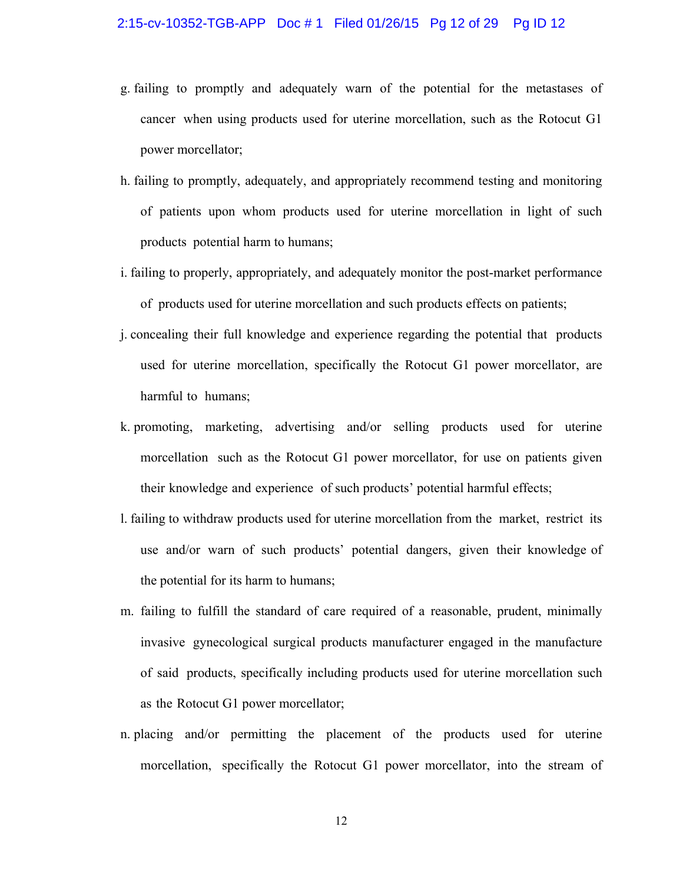g. failing to promptly and adequately warn of the potential for the metastases of cancer when using products used for uterine morcellation, such as the Rotocut G1 power morcellator;

h. failing to promptly, adequately, and appropriately recommend testing and monitoring of patients upon whom products used for uterine morcellation in light of such products potential harm to humans;

i. failing to properly, appropriately, and adequately monitor the post-market performance of products used for uterine morcellation and such products effects on patients;

j. concealing their full knowledge and experience regarding the potential that products used for uterine morcellation, specifically the Rotocut G1 power morcellator, are harmful to humans;

k. promoting, marketing, advertising and/or selling products used for uterine morcellation such as the Rotocut G1 power morcellator, for use on patients given their knowledge and experience of such products' potential harmful effects;

l. failing to withdraw products used for uterine morcellation from the market, restrict its use and/or warn of such products' potential dangers, given their knowledge of the potential for its harm to humans;

m. failing to fulfill the standard of care required of a reasonable, prudent, minimally invasive gynecological surgical products manufacturer engaged in the manufacture of said products, specifically including products used for uterine morcellation such as the Rotocut G1 power morcellator;

n. placing and/or permitting the placement of the products used for uterine morcellation, specifically the Rotocut G1 power morcellator, into the stream of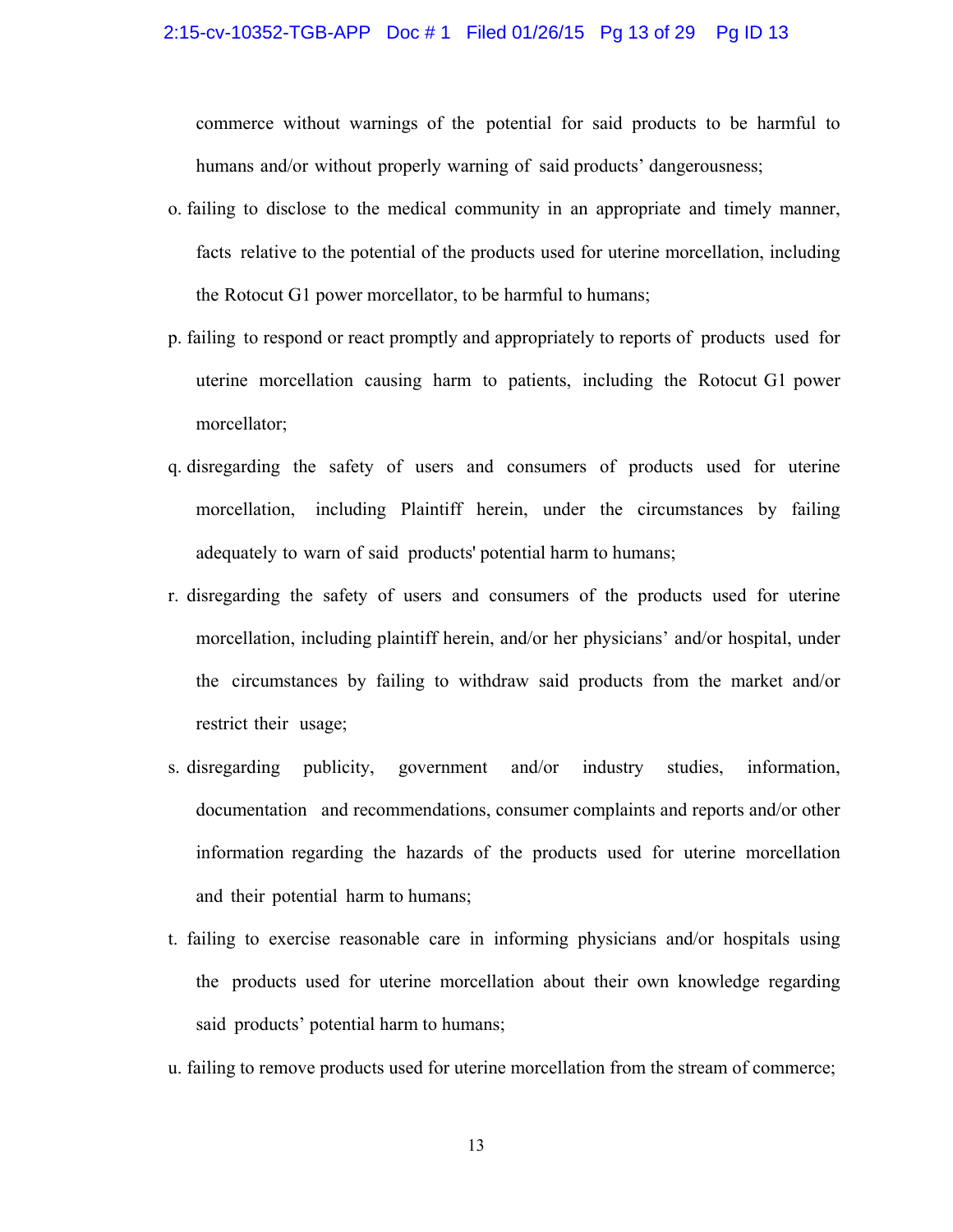commerce without warnings of the potential for said products to be harmful to humans and/or without properly warning of said products' dangerousness;

o. failing to disclose to the medical community in an appropriate and timely manner, facts relative to the potential of the products used for uterine morcellation, including the Rotocut G1 power morcellator, to be harmful to humans;

p. failing to respond or react promptly and appropriately to reports of products used for uterine morcellation causing harm to patients, including the Rotocut G1 power morcellator;

q. disregarding the safety of users and consumers of products used for uterine morcellation, including Plaintiff herein, under the circumstances by failing adequately to warn of said products' potential harm to humans;

r. disregarding the safety of users and consumers of the products used for uterine morcellation, including plaintiff herein, and/or her physicians' and/or hospital, under the circumstances by failing to withdraw said products from the market and/or restrict their usage;

s. disregarding publicity, government and/or industry studies, information, documentation and recommendations, consumer complaints and reports and/or other information regarding the hazards of the products used for uterine morcellation and their potential harm to humans;

t. failing to exercise reasonable care in informing physicians and/or hospitals using the products used for uterine morcellation about their own knowledge regarding said products' potential harm to humans;

u. failing to remove products used for uterine morcellation from the stream of commerce;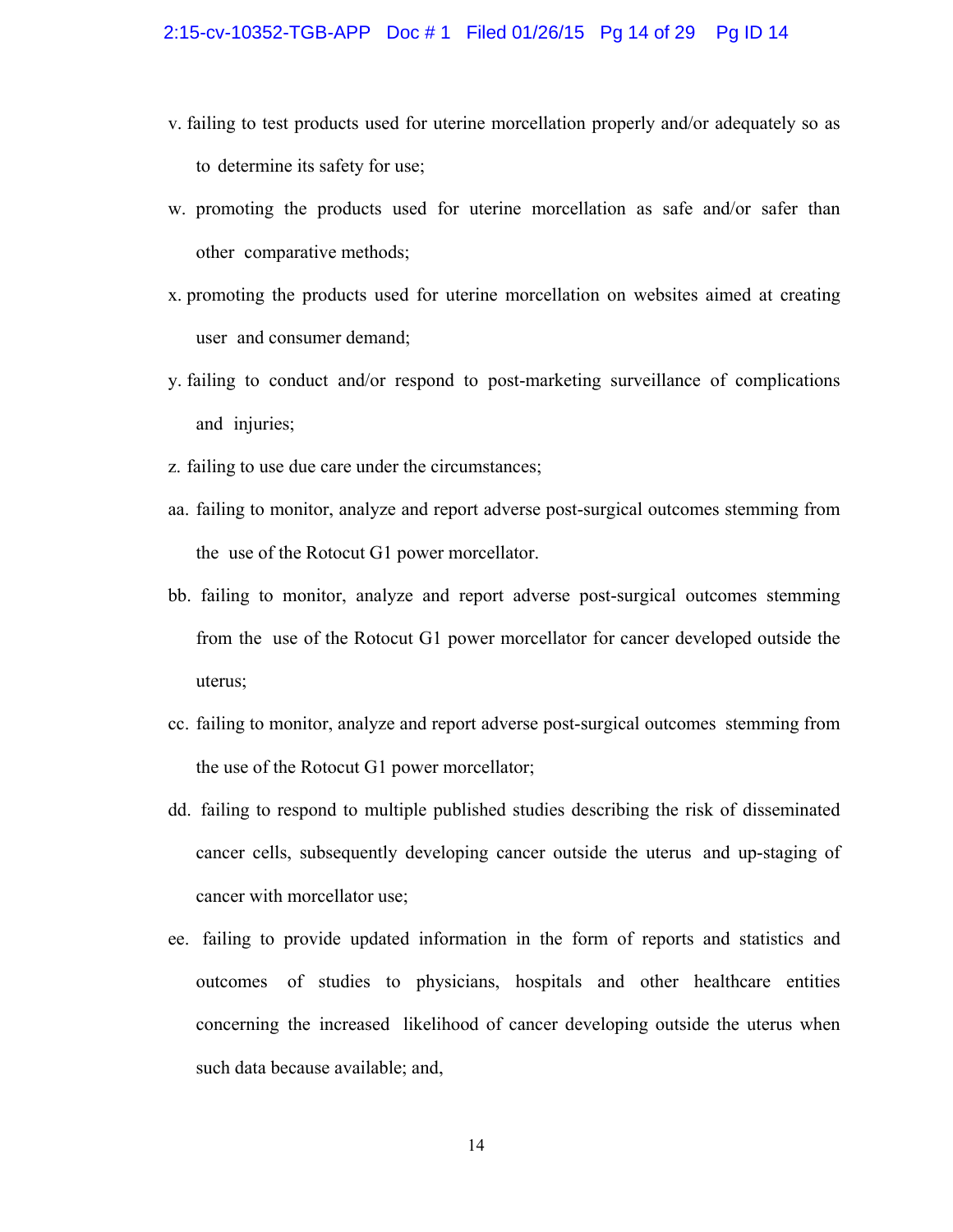v. failing to test products used for uterine morcellation properly and/or adequately so as to determine its safety for use;

w. promoting the products used for uterine morcellation as safe and/or safer than other comparative methods;

x. promoting the products used for uterine morcellation on websites aimed at creating user and consumer demand;

y. failing to conduct and/or respond to post-marketing surveillance of complications and injuries;

z. failing to use due care under the circumstances;

aa. failing to monitor, analyze and report adverse post-surgical outcomes stemming from the use of the Rotocut G1 power morcellator.

bb. failing to monitor, analyze and report adverse post-surgical outcomes stemming from the use of the Rotocut G1 power morcellator for cancer developed outside the uterus;

cc. failing to monitor, analyze and report adverse post-surgical outcomes stemming from the use of the Rotocut G1 power morcellator;

dd. failing to respond to multiple published studies describing the risk of disseminated cancer cells, subsequently developing cancer outside the uterus and up-staging of cancer with morcellator use;

ee. failing to provide updated information in the form of reports and statistics and outcomes of studies to physicians, hospitals and other healthcare entities concerning the increased likelihood of cancer developing outside the uterus when such data because available; and,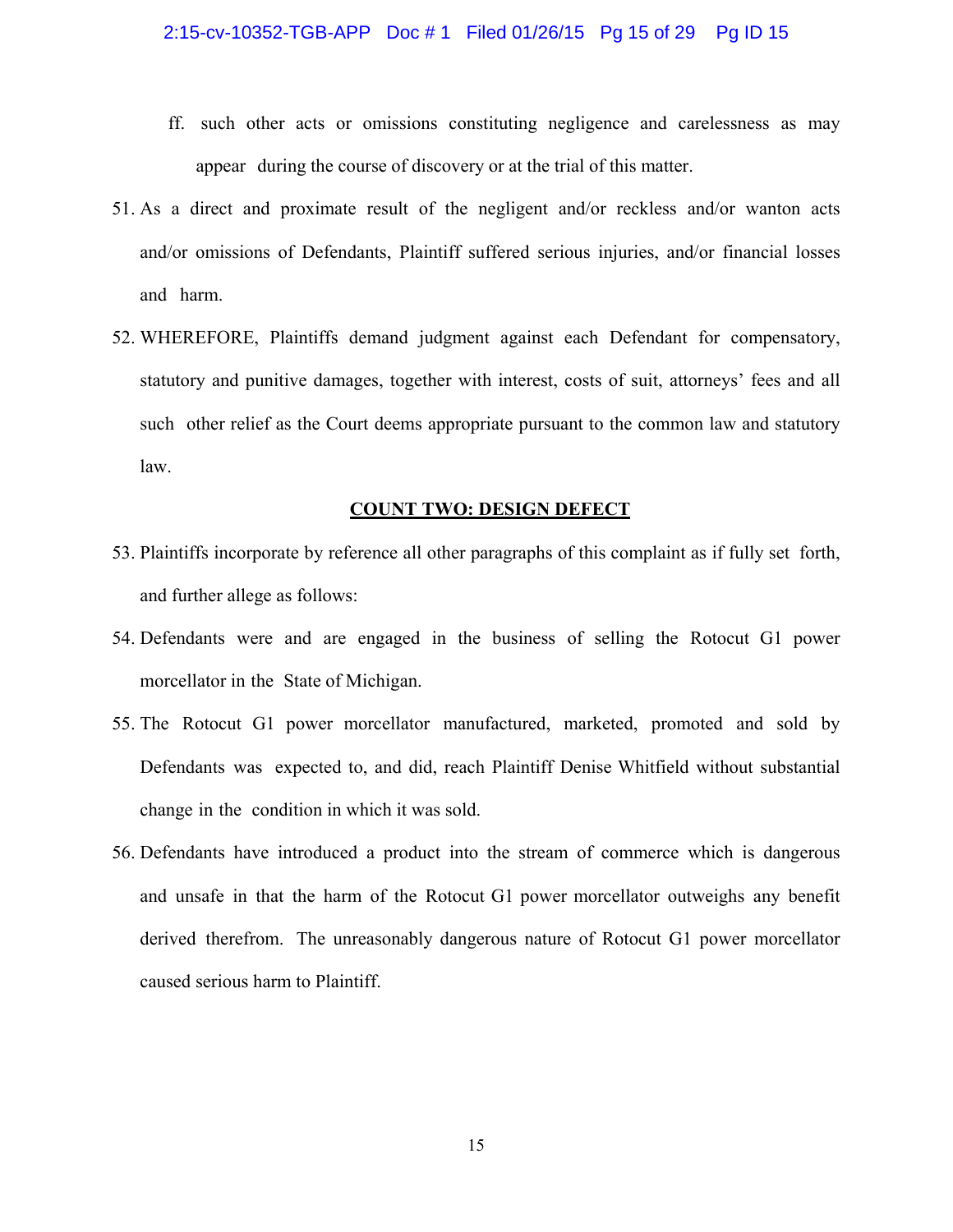ff. such other acts or omissions constituting negligence and carelessness as may appear during the course of discovery or at the trial of this matter.

51. As a direct and proximate result of the negligent and/or reckless and/or wanton acts and/or omissions of Defendants, Plaintiff suffered serious injuries, and/or financial losses and harm.

52. WHEREFORE, Plaintiffs demand judgment against each Defendant for compensatory, statutory and punitive damages, together with interest, costs of suit, attorneys' fees and all such other relief as the Court deems appropriate pursuant to the common law and statutory law.

## COUNT TWO: DESIGN DEFECT

53. Plaintiffs incorporate by reference all other paragraphs of this complaint as if fully set forth, and further allege as follows:

54. Defendants were and are engaged in the business of selling the Rotocut G1 power morcellator in the State of Michigan.

55. The Rotocut G1 power morcellator manufactured, marketed, promoted and sold by Defendants was expected to, and did, reach Plaintiff Denise Whitfield without substantial change in the condition in which it was sold.

56. Defendants have introduced a product into the stream of commerce which is dangerous and unsafe in that the harm of the Rotocut G1 power morcellator outweighs any benefit derived therefrom. The unreasonably dangerous nature of Rotocut G1 power morcellator caused serious harm to Plaintiff.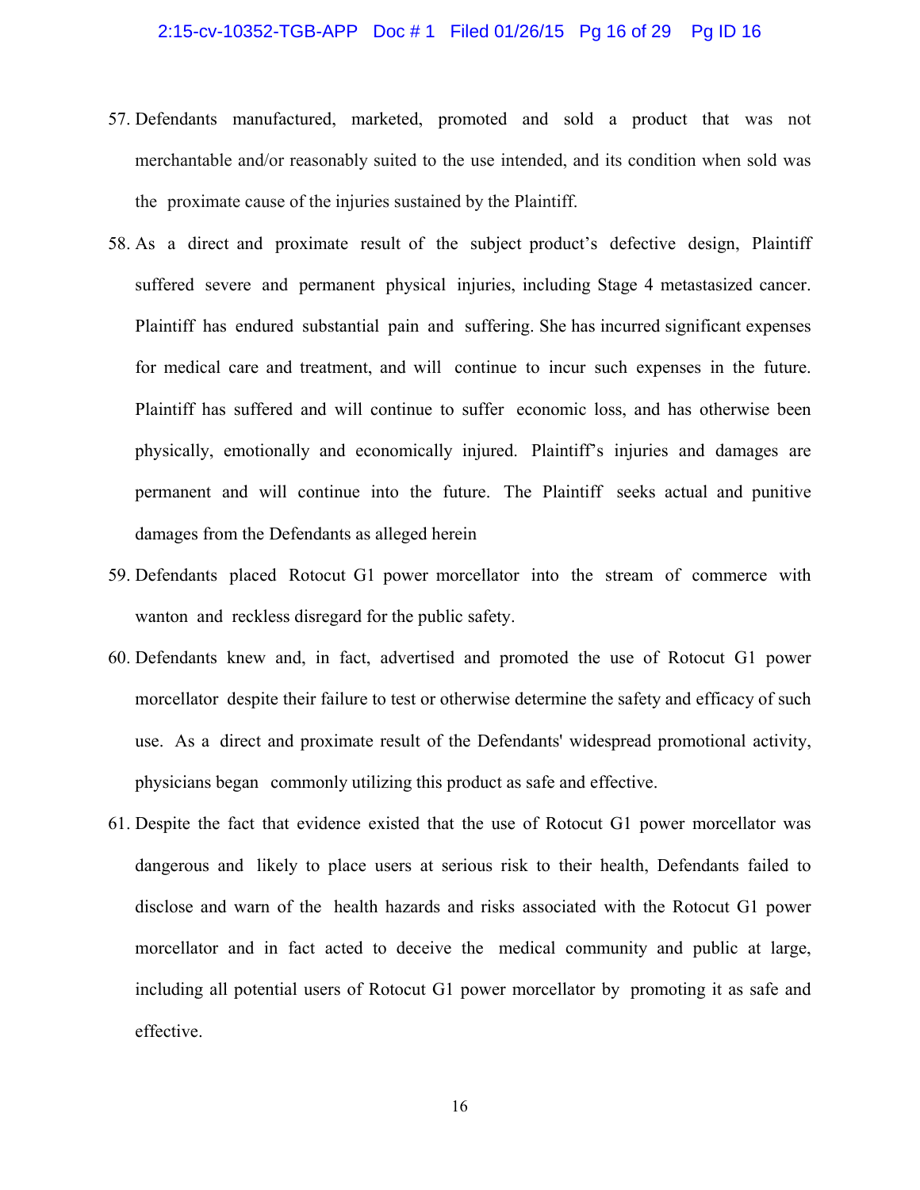57. Defendants manufactured, marketed, promoted and sold a product that was not merchantable and/or reasonably suited to the use intended, and its condition when sold was the proximate cause of the injuries sustained by the Plaintiff.

58. As a direct and proximate result of the subject product's defective design, Plaintiff suffered severe and permanent physical injuries, including Stage 4 metastasized cancer. Plaintiff has endured substantial pain and suffering. She has incurred significant expenses for medical care and treatment, and will continue to incur such expenses in the future. Plaintiff has suffered and will continue to suffer economic loss, and has otherwise been physically, emotionally and economically injured. Plaintiff's injuries and damages are permanent and will continue into the future. The Plaintiff seeks actual and punitive damages from the Defendants as alleged herein

59. Defendants placed Rotocut G1 power morcellator into the stream of commerce with wanton and reckless disregard for the public safety.

60. Defendants knew and, in fact, advertised and promoted the use of Rotocut G1 power morcellator despite their failure to test or otherwise determine the safety and efficacy of such use. As a direct and proximate result of the Defendants' widespread promotional activity, physicians began commonly utilizing this product as safe and effective.

61. Despite the fact that evidence existed that the use of Rotocut G1 power morcellator was dangerous and likely to place users at serious risk to their health, Defendants failed to disclose and warn of the health hazards and risks associated with the Rotocut G1 power morcellator and in fact acted to deceive the medical community and public at large, including all potential users of Rotocut G1 power morcellator by promoting it as safe and effective.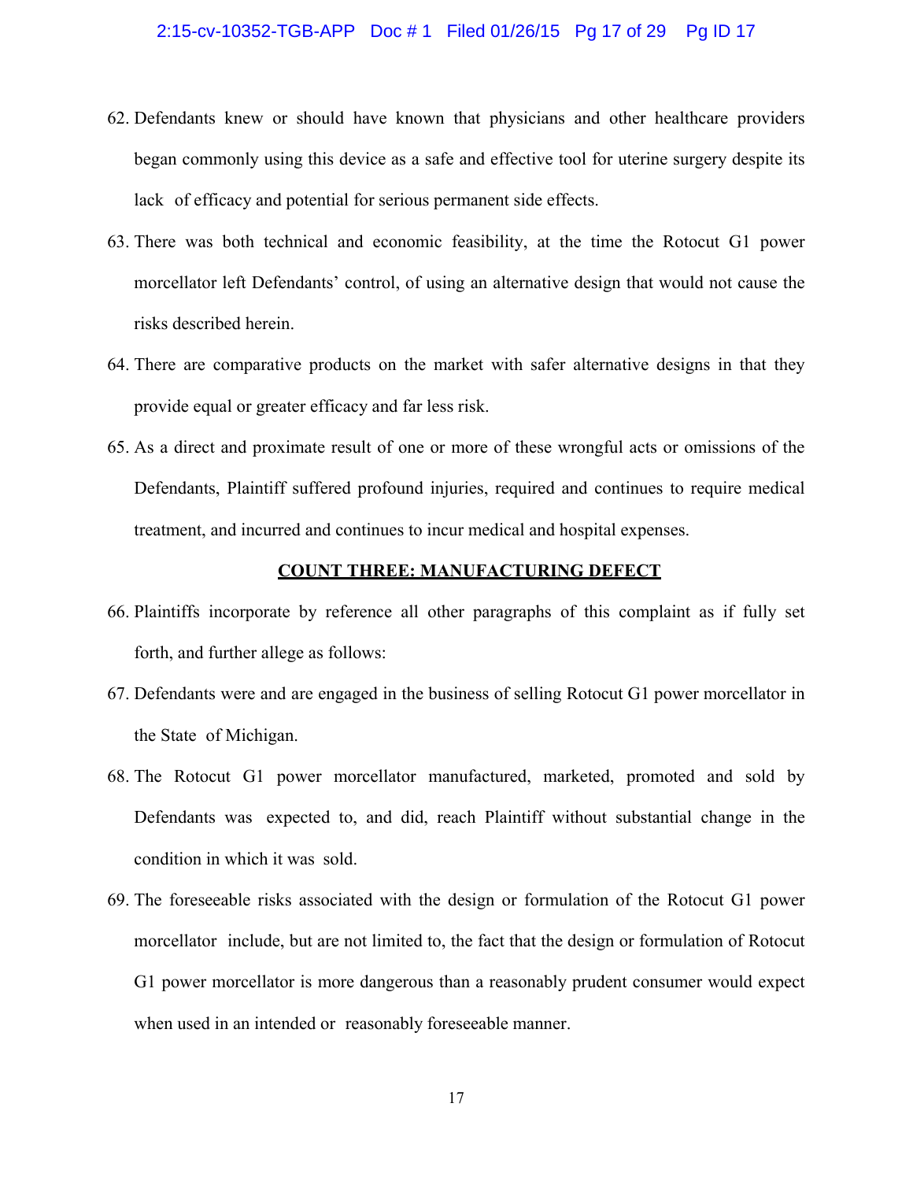62. Defendants knew or should have known that physicians and other healthcare providers began commonly using this device as a safe and effective tool for uterine surgery despite its lack of efficacy and potential for serious permanent side effects.

63. There was both technical and economic feasibility, at the time the Rotocut G1 power morcellator left Defendants' control, of using an alternative design that would not cause the risks described herein.

64. There are comparative products on the market with safer alternative designs in that they provide equal or greater efficacy and far less risk.

65. As a direct and proximate result of one or more of these wrongful acts or omissions of the Defendants, Plaintiff suffered profound injuries, required and continues to require medical treatment, and incurred and continues to incur medical and hospital expenses.

## COUNT THREE: MANUFACTURING DEFECT

66. Plaintiffs incorporate by reference all other paragraphs of this complaint as if fully set forth, and further allege as follows:

67. Defendants were and are engaged in the business of selling Rotocut G1 power morcellator in the State of Michigan.

68. The Rotocut G1 power morcellator manufactured, marketed, promoted and sold by Defendants was expected to, and did, reach Plaintiff without substantial change in the condition in which it was sold.

69. The foreseeable risks associated with the design or formulation of the Rotocut G1 power morcellator include, but are not limited to, the fact that the design or formulation of Rotocut G1 power morcellator is more dangerous than a reasonably prudent consumer would expect when used in an intended or reasonably foreseeable manner.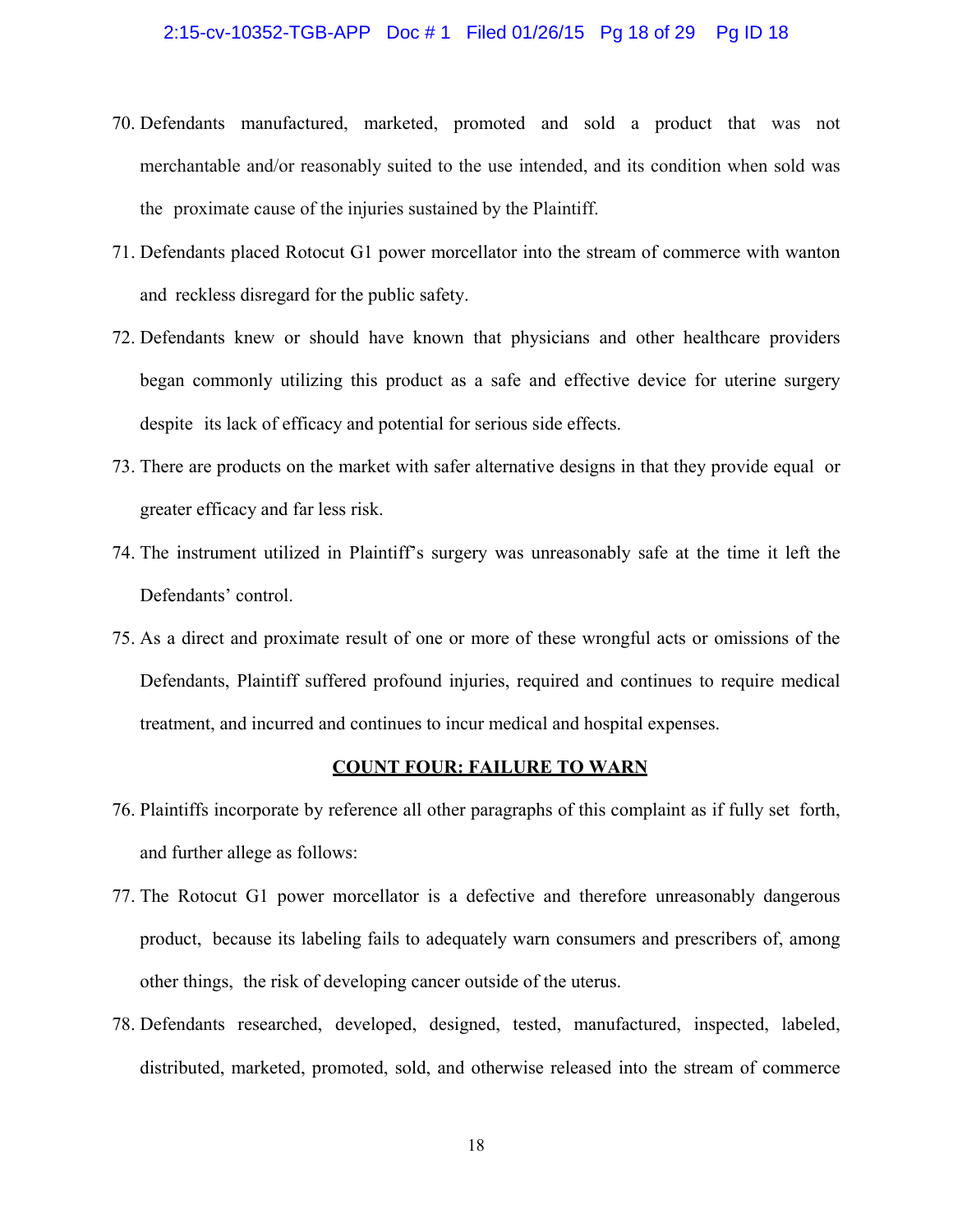70. Defendants manufactured, marketed, promoted and sold a product that was not merchantable and/or reasonably suited to the use intended, and its condition when sold was the proximate cause of the injuries sustained by the Plaintiff.

71. Defendants placed Rotocut G1 power morcellator into the stream of commerce with wanton and reckless disregard for the public safety.

72. Defendants knew or should have known that physicians and other healthcare providers began commonly utilizing this product as a safe and effective device for uterine surgery despite its lack of efficacy and potential for serious side effects.

73. There are products on the market with safer alternative designs in that they provide equal or greater efficacy and far less risk.

74. The instrument utilized in Plaintiff's surgery was unreasonably safe at the time it left the Defendants' control.

75. As a direct and proximate result of one or more of these wrongful acts or omissions of the Defendants, Plaintiff suffered profound injuries, required and continues to require medical treatment, and incurred and continues to incur medical and hospital expenses.

## COUNT FOUR: FAILURE TO WARN

76. Plaintiffs incorporate by reference all other paragraphs of this complaint as if fully set forth, and further allege as follows:

77. The Rotocut G1 power morcellator is a defective and therefore unreasonably dangerous product, because its labeling fails to adequately warn consumers and prescribers of, among other things, the risk of developing cancer outside of the uterus.

78. Defendants researched, developed, designed, tested, manufactured, inspected, labeled, distributed, marketed, promoted, sold, and otherwise released into the stream of commerce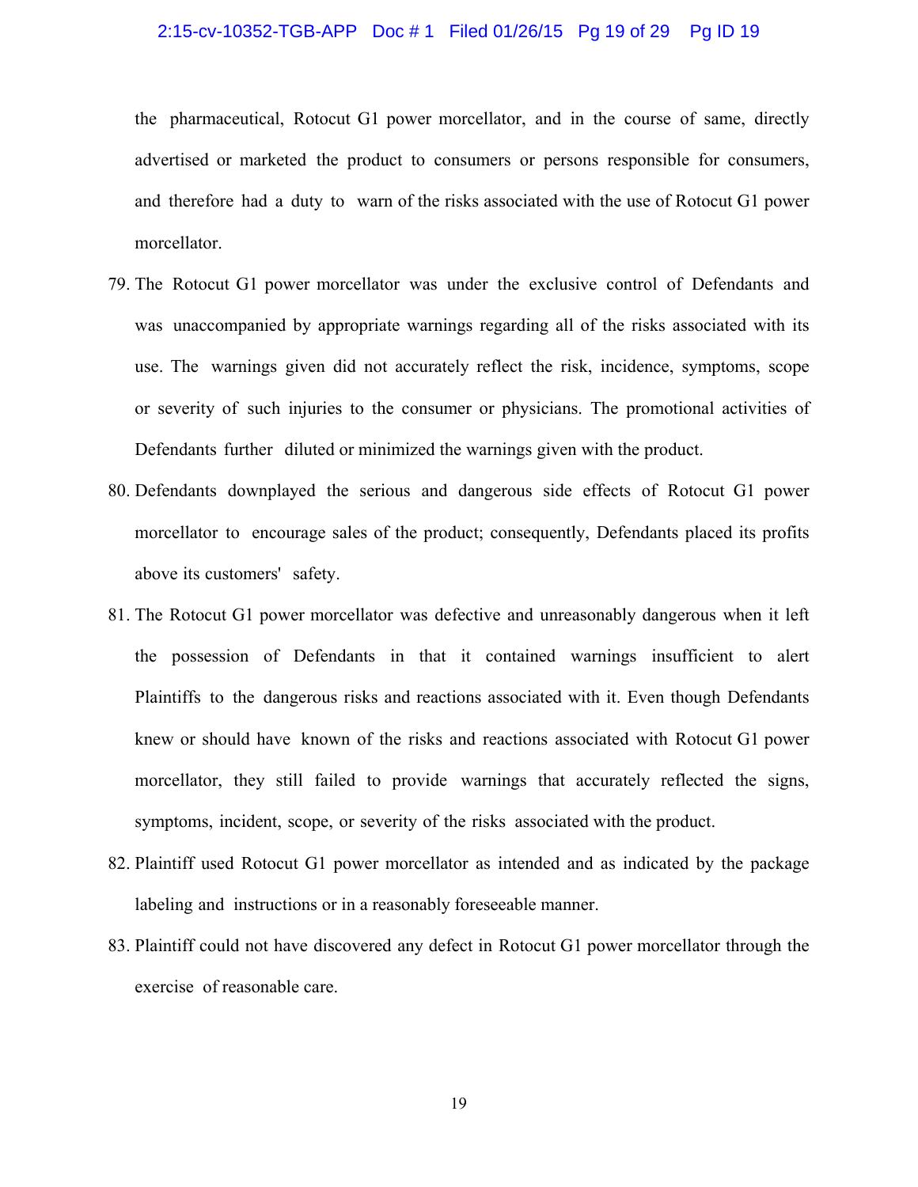the pharmaceutical, Rotocut G1 power morcellator, and in the course of same, directly advertised or marketed the product to consumers or persons responsible for consumers, and therefore had a duty to warn of the risks associated with the use of Rotocut G1 power morcellator.

79. The Rotocut G1 power morcellator was under the exclusive control of Defendants and was unaccompanied by appropriate warnings regarding all of the risks associated with its use. The warnings given did not accurately reflect the risk, incidence, symptoms, scope or severity of such injuries to the consumer or physicians. The promotional activities of Defendants further diluted or minimized the warnings given with the product.

80. Defendants downplayed the serious and dangerous side effects of Rotocut G1 power morcellator to encourage sales of the product; consequently, Defendants placed its profits above its customers' safety.

81. The Rotocut G1 power morcellator was defective and unreasonably dangerous when it left the possession of Defendants in that it contained warnings insufficient to alert Plaintiffs to the dangerous risks and reactions associated with it. Even though Defendants knew or should have known of the risks and reactions associated with Rotocut G1 power morcellator, they still failed to provide warnings that accurately reflected the signs, symptoms, incident, scope, or severity of the risks associated with the product.

82. Plaintiff used Rotocut G1 power morcellator as intended and as indicated by the package labeling and instructions or in a reasonably foreseeable manner.

83. Plaintiff could not have discovered any defect in Rotocut G1 power morcellator through the exercise of reasonable care.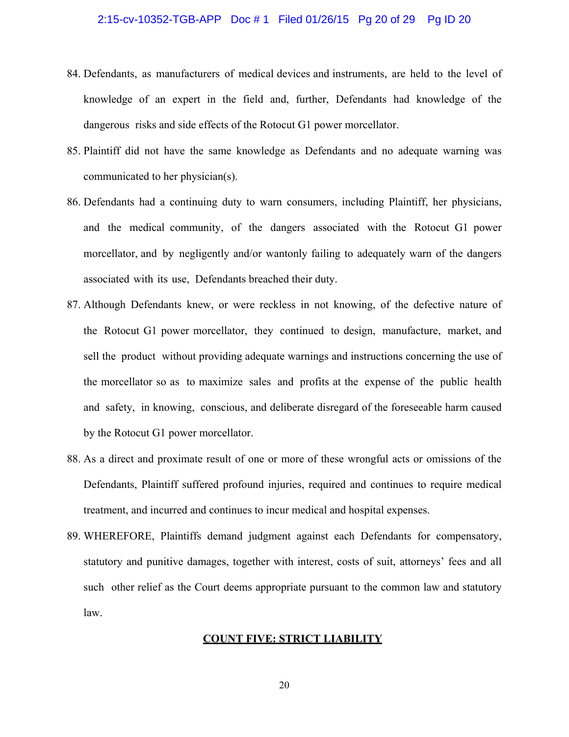84. Defendants, as manufacturers of medical devices and instruments, are held to the level of knowledge of an expert in the field and, further, Defendants had knowledge of the dangerous risks and side effects of the Rotocut G1 power morcellator.

85. Plaintiff did not have the same knowledge as Defendants and no adequate warning was communicated to her physician(s).

86. Defendants had a continuing duty to warn consumers, including Plaintiff, her physicians, and the medical community, of the dangers associated with the Rotocut G1 power morcellator, and by negligently and/or wantonly failing to adequately warn of the dangers associated with its use, Defendants breached their duty.

87. Although Defendants knew, or were reckless in not knowing, of the defective nature of the Rotocut G1 power morcellator, they continued to design, manufacture, market, and sell the product without providing adequate warnings and instructions concerning the use of the morcellator so as to maximize sales and profits at the expense of the public health and safety, in knowing, conscious, and deliberate disregard of the foreseeable harm caused by the Rotocut G1 power morcellator.

88. As a direct and proximate result of one or more of these wrongful acts or omissions of the Defendants, Plaintiff suffered profound injuries, required and continues to require medical treatment, and incurred and continues to incur medical and hospital expenses.

89. WHEREFORE, Plaintiffs demand judgment against each Defendants for compensatory, statutory and punitive damages, together with interest, costs of suit, attorneys' fees and all such other relief as the Court deems appropriate pursuant to the common law and statutory law.

## COUNT FIVE: STRICT LIABILITY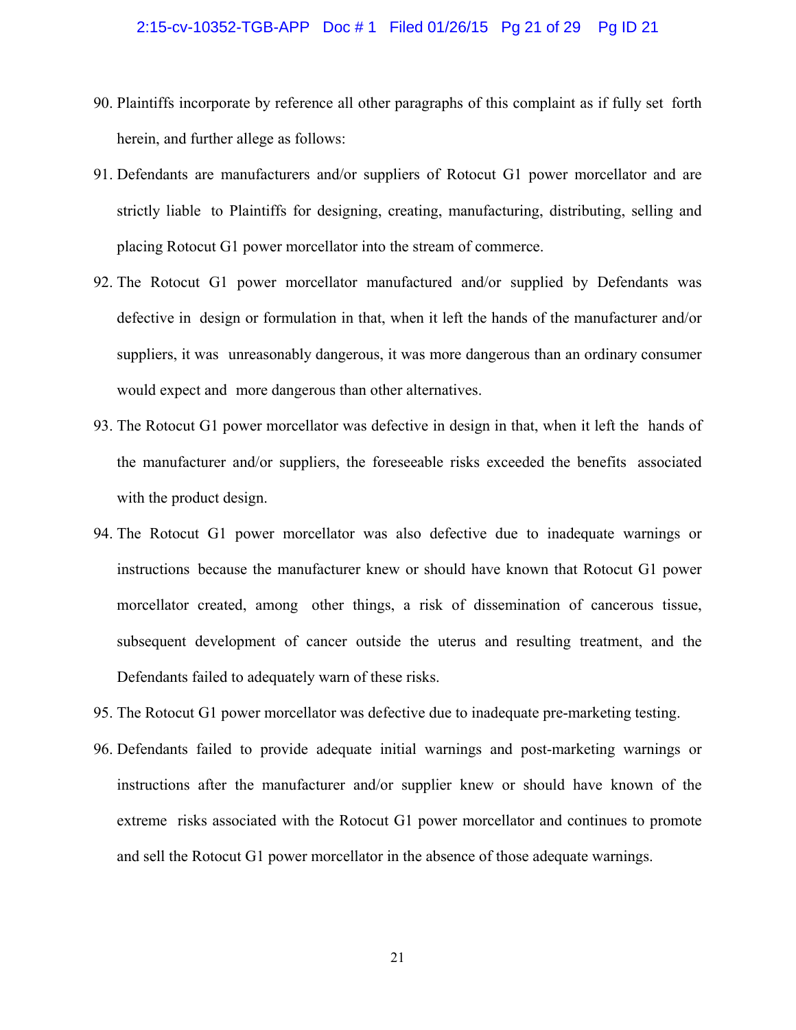90. Plaintiffs incorporate by reference all other paragraphs of this complaint as if fully set forth herein, and further allege as follows:

91. Defendants are manufacturers and/or suppliers of Rotocut G1 power morcellator and are strictly liable to Plaintiffs for designing, creating, manufacturing, distributing, selling and placing Rotocut G1 power morcellator into the stream of commerce.

92. The Rotocut G1 power morcellator manufactured and/or supplied by Defendants was defective in design or formulation in that, when it left the hands of the manufacturer and/or suppliers, it was unreasonably dangerous, it was more dangerous than an ordinary consumer would expect and more dangerous than other alternatives.

93. The Rotocut G1 power morcellator was defective in design in that, when it left the hands of the manufacturer and/or suppliers, the foreseeable risks exceeded the benefits associated with the product design.

94. The Rotocut G1 power morcellator was also defective due to inadequate warnings or instructions because the manufacturer knew or should have known that Rotocut G1 power morcellator created, among other things, a risk of dissemination of cancerous tissue, subsequent development of cancer outside the uterus and resulting treatment, and the Defendants failed to adequately warn of these risks.

95. The Rotocut G1 power morcellator was defective due to inadequate pre-marketing testing.

96. Defendants failed to provide adequate initial warnings and post-marketing warnings or instructions after the manufacturer and/or supplier knew or should have known of the extreme risks associated with the Rotocut G1 power morcellator and continues to promote and sell the Rotocut G1 power morcellator in the absence of those adequate warnings.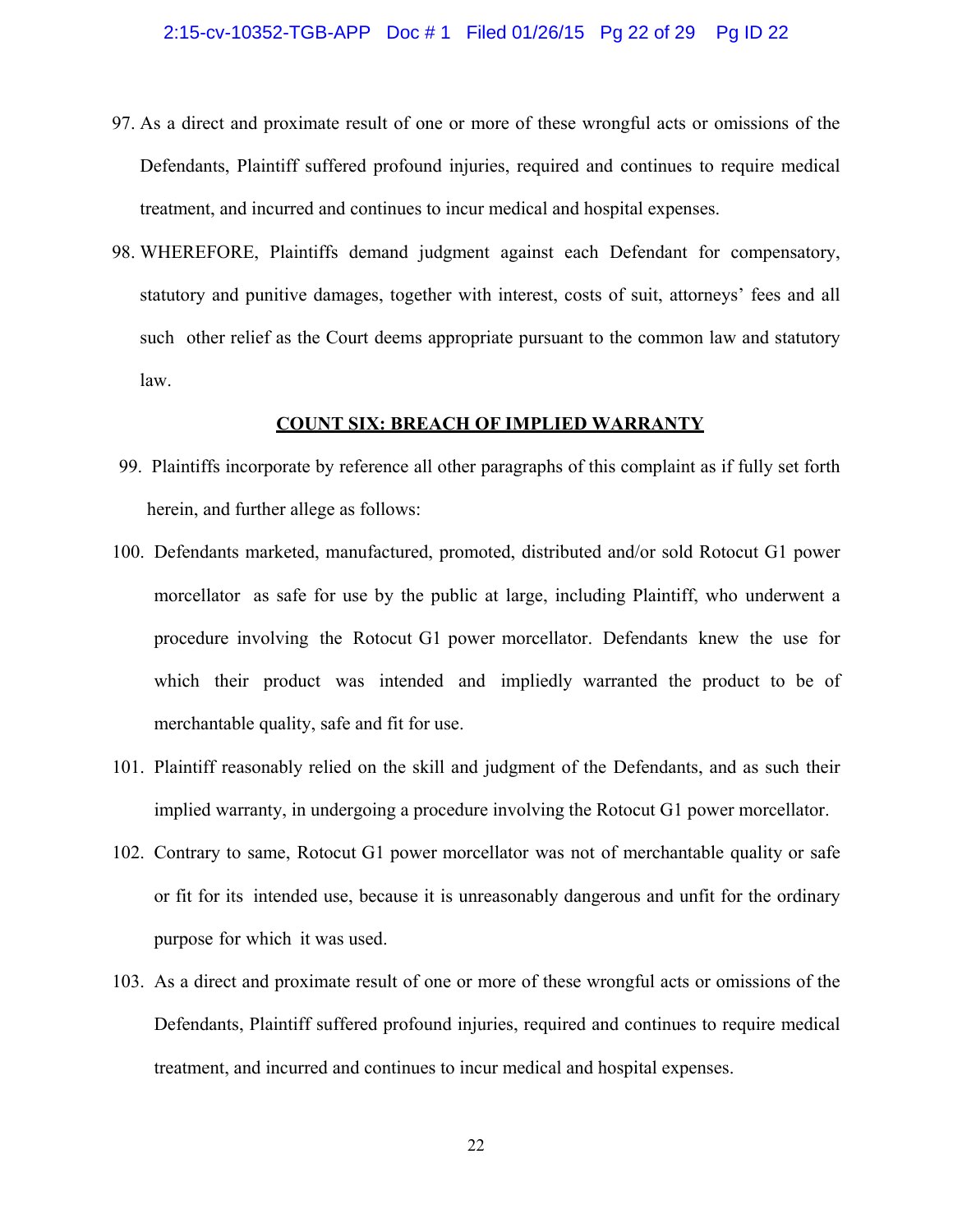97. As a direct and proximate result of one or more of these wrongful acts or omissions of the Defendants, Plaintiff suffered profound injuries, required and continues to require medical treatment, and incurred and continues to incur medical and hospital expenses.

98. WHEREFORE, Plaintiffs demand judgment against each Defendant for compensatory, statutory and punitive damages, together with interest, costs of suit, attorneys' fees and all such other relief as the Court deems appropriate pursuant to the common law and statutory law.

**COUNT SIX: BREACH OF IMPLIED WARRANTY**

99. Plaintiffs incorporate by reference all other paragraphs of this complaint as if fully set forth herein, and further allege as follows:

100. Defendants marketed, manufactured, promoted, distributed and/or sold Rotocut G1 power morcellator as safe for use by the public at large, including Plaintiff, who underwent a procedure involving the Rotocut G1 power morcellator. Defendants knew the use for which their product was intended and impliedly warranted the product to be of merchantable quality, safe and fit for use.

101. Plaintiff reasonably relied on the skill and judgment of the Defendants, and as such their implied warranty, in undergoing a procedure involving the Rotocut G1 power morcellator.

102. Contrary to same, Rotocut G1 power morcellator was not of merchantable quality or safe or fit for its intended use, because it is unreasonably dangerous and unfit for the ordinary purpose for which it was used.

103. As a direct and proximate result of one or more of these wrongful acts or omissions of the Defendants, Plaintiff suffered profound injuries, required and continues to require medical treatment, and incurred and continues to incur medical and hospital expenses.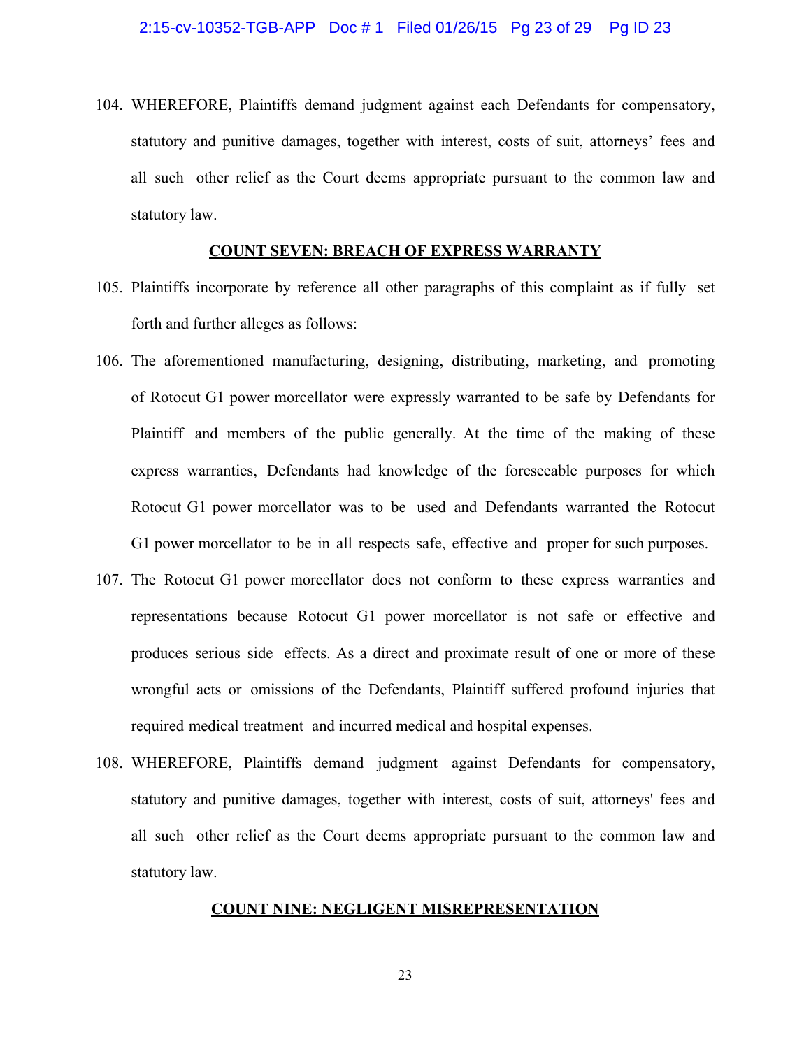104. WHEREFORE, Plaintiffs demand judgment against each Defendants for compensatory, statutory and punitive damages, together with interest, costs of suit, attorneys' fees and all such other relief as the Court deems appropriate pursuant to the common law and statutory law.

**COUNT SEVEN: BREACH OF EXPRESS WARRANTY**

105. Plaintiffs incorporate by reference all other paragraphs of this complaint as if fully set forth and further alleges as follows:

106. The aforementioned manufacturing, designing, distributing, marketing, and promoting of Rotocut G1 power morcellator were expressly warranted to be safe by Defendants for Plaintiff and members of the public generally. At the time of the making of these express warranties, Defendants had knowledge of the foreseeable purposes for which Rotocut G1 power morcellator was to be used and Defendants warranted the Rotocut G1 power morcellator to be in all respects safe, effective and proper for such purposes.

107. The Rotocut G1 power morcellator does not conform to these express warranties and representations because Rotocut G1 power morcellator is not safe or effective and produces serious side effects. As a direct and proximate result of one or more of these wrongful acts or omissions of the Defendants, Plaintiff suffered profound injuries that required medical treatment and incurred medical and hospital expenses.

108. WHEREFORE, Plaintiffs demand judgment against Defendants for compensatory, statutory and punitive damages, together with interest, costs of suit, attorneys' fees and all such other relief as the Court deems appropriate pursuant to the common law and statutory law.

**COUNT NINE: NEGLIGENT MISREPRESENTATION**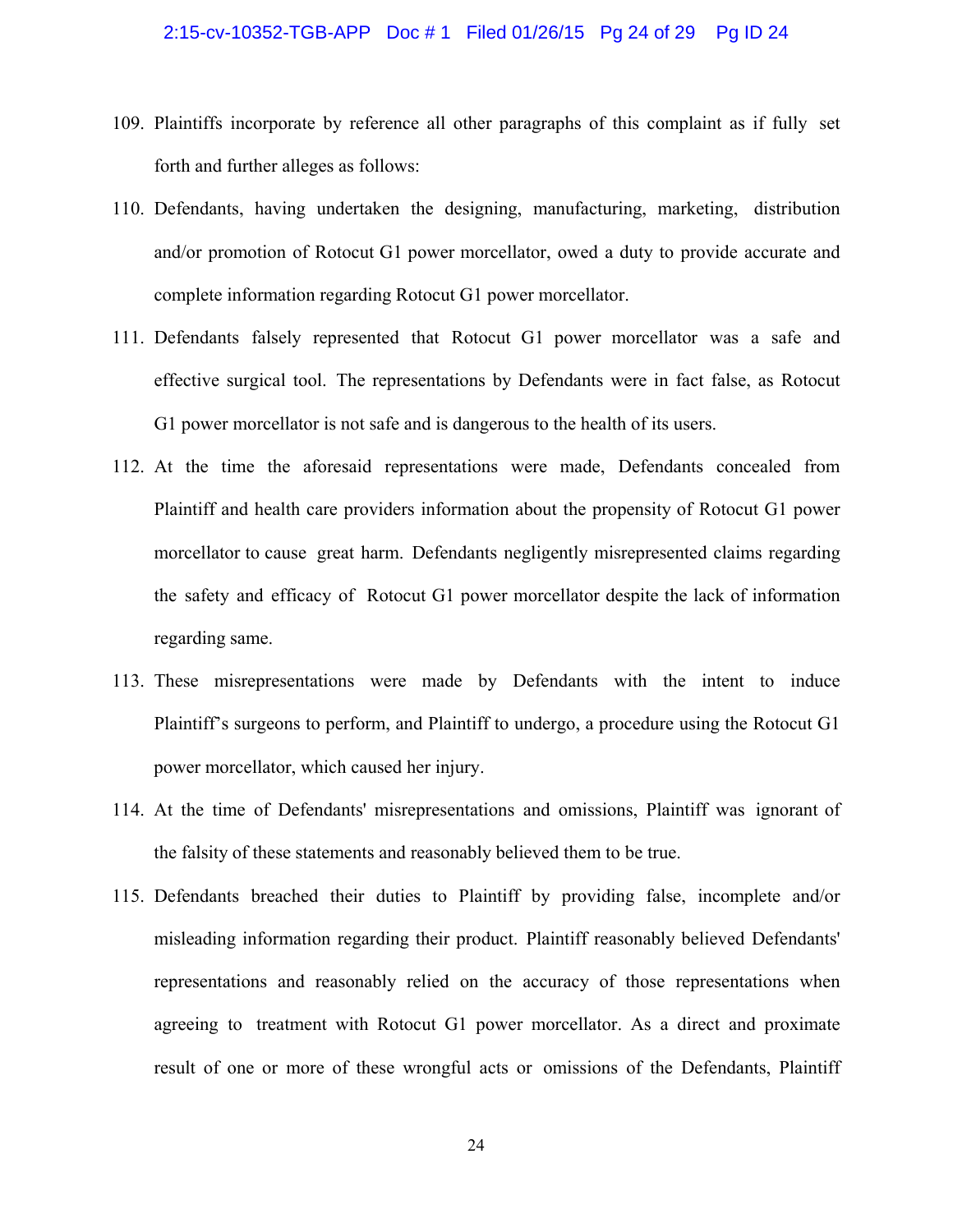109. Plaintiffs incorporate by reference all other paragraphs of this complaint as if fully set forth and further alleges as follows:

110. Defendants, having undertaken the designing, manufacturing, marketing, distribution and/or promotion of Rotocut G1 power morcellator, owed a duty to provide accurate and complete information regarding Rotocut G1 power morcellator.

111. Defendants falsely represented that Rotocut G1 power morcellator was a safe and effective surgical tool. The representations by Defendants were in fact false, as Rotocut G1 power morcellator is not safe and is dangerous to the health of its users.

112. At the time the aforesaid representations were made, Defendants concealed from Plaintiff and health care providers information about the propensity of Rotocut G1 power morcellator to cause great harm. Defendants negligently misrepresented claims regarding the safety and efficacy of Rotocut G1 power morcellator despite the lack of information regarding same.

113. These misrepresentations were made by Defendants with the intent to induce Plaintiff's surgeons to perform, and Plaintiff to undergo, a procedure using the Rotocut G1 power morcellator, which caused her injury.

114. At the time of Defendants' misrepresentations and omissions, Plaintiff was ignorant of the falsity of these statements and reasonably believed them to be true.

115. Defendants breached their duties to Plaintiff by providing false, incomplete and/or misleading information regarding their product. Plaintiff reasonably believed Defendants' representations and reasonably relied on the accuracy of those representations when agreeing to treatment with Rotocut G1 power morcellator. As a direct and proximate result of one or more of these wrongful acts or omissions of the Defendants, Plaintiff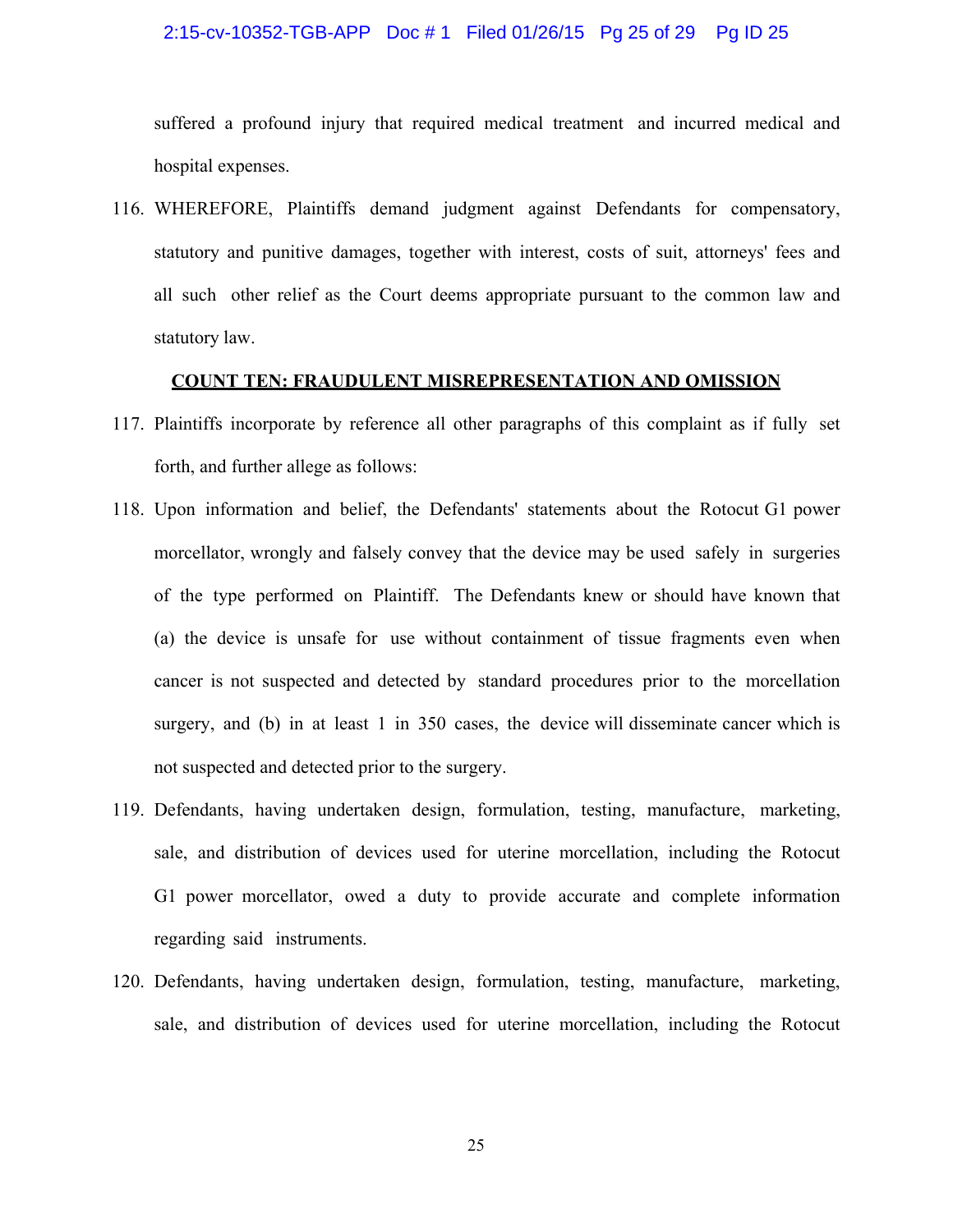suffered a profound injury that required medical treatment and incurred medical and hospital expenses.

116. WHEREFORE, Plaintiffs demand judgment against Defendants for compensatory, statutory and punitive damages, together with interest, costs of suit, attorneys' fees and all such other relief as the Court deems appropriate pursuant to the common law and statutory law.

**COUNT TEN: FRAUDULENT MISREPRESENTATION AND OMISSION**

117. Plaintiffs incorporate by reference all other paragraphs of this complaint as if fully set forth, and further allege as follows:

118. Upon information and belief, the Defendants' statements about the Rotocut G1 power morcellator, wrongly and falsely convey that the device may be used safely in surgeries of the type performed on Plaintiff. The Defendants knew or should have known that (a) the device is unsafe for use without containment of tissue fragments even when cancer is not suspected and detected by standard procedures prior to the morcellation surgery, and (b) in at least 1 in 350 cases, the device will disseminate cancer which is not suspected and detected prior to the surgery.

119. Defendants, having undertaken design, formulation, testing, manufacture, marketing, sale, and distribution of devices used for uterine morcellation, including the Rotocut G1 power morcellator, owed a duty to provide accurate and complete information regarding said instruments.

120. Defendants, having undertaken design, formulation, testing, manufacture, marketing, sale, and distribution of devices used for uterine morcellation, including the Rotocut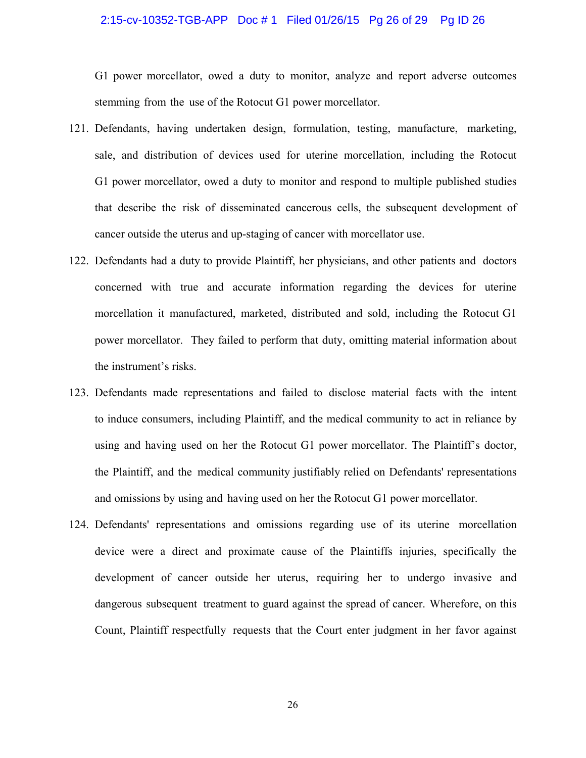G1 power morcellator, owed a duty to monitor, analyze and report adverse outcomes stemming from the use of the Rotocut G1 power morcellator.

121. Defendants, having undertaken design, formulation, testing, manufacture, marketing, sale, and distribution of devices used for uterine morcellation, including the Rotocut G1 power morcellator, owed a duty to monitor and respond to multiple published studies that describe the risk of disseminated cancerous cells, the subsequent development of cancer outside the uterus and up-staging of cancer with morcellator use.

122. Defendants had a duty to provide Plaintiff, her physicians, and other patients and doctors concerned with true and accurate information regarding the devices for uterine morcellation it manufactured, marketed, distributed and sold, including the Rotocut G1 power morcellator. They failed to perform that duty, omitting material information about the instrument's risks.

123. Defendants made representations and failed to disclose material facts with the intent to induce consumers, including Plaintiff, and the medical community to act in reliance by using and having used on her the Rotocut G1 power morcellator. The Plaintiff's doctor, the Plaintiff, and the medical community justifiably relied on Defendants' representations and omissions by using and having used on her the Rotocut G1 power morcellator.

124. Defendants' representations and omissions regarding use of its uterine morcellation device were a direct and proximate cause of the Plaintiffs injuries, specifically the development of cancer outside her uterus, requiring her to undergo invasive and dangerous subsequent treatment to guard against the spread of cancer. Wherefore, on this Count, Plaintiff respectfully requests that the Court enter judgment in her favor against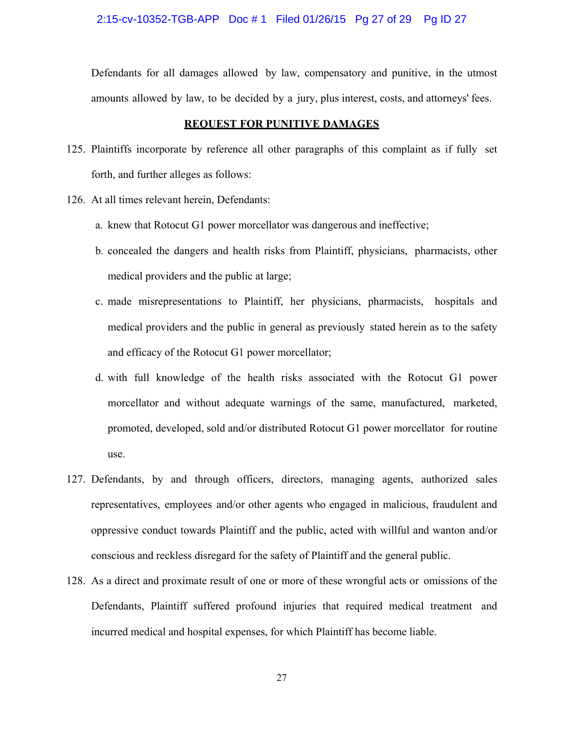Defendants for all damages allowed by law, compensatory and punitive, in the utmost amounts allowed by law, to be decided by a jury, plus interest, costs, and attorneys' fees.

## REQUEST FOR PUNITIVE DAMAGES

125. Plaintiffs incorporate by reference all other paragraphs of this complaint as if fully set forth, and further alleges as follows:

126. At all times relevant herein, Defendants:

    a. knew that Rotocut G1 power morcellator was dangerous and ineffective;

    b. concealed the dangers and health risks from Plaintiff, physicians, pharmacists, other medical providers and the public at large;

    c. made misrepresentations to Plaintiff, her physicians, pharmacists, hospitals and medical providers and the public in general as previously stated herein as to the safety and efficacy of the Rotocut G1 power morcellator;

    d. with full knowledge of the health risks associated with the Rotocut G1 power morcellator and without adequate warnings of the same, manufactured, marketed, promoted, developed, sold and/or distributed Rotocut G1 power morcellator for routine use.

127. Defendants, by and through officers, directors, managing agents, authorized sales representatives, employees and/or other agents who engaged in malicious, fraudulent and oppressive conduct towards Plaintiff and the public, acted with willful and wanton and/or conscious and reckless disregard for the safety of Plaintiff and the general public.

128. As a direct and proximate result of one or more of these wrongful acts or omissions of the Defendants, Plaintiff suffered profound injuries that required medical treatment and incurred medical and hospital expenses, for which Plaintiff has become liable.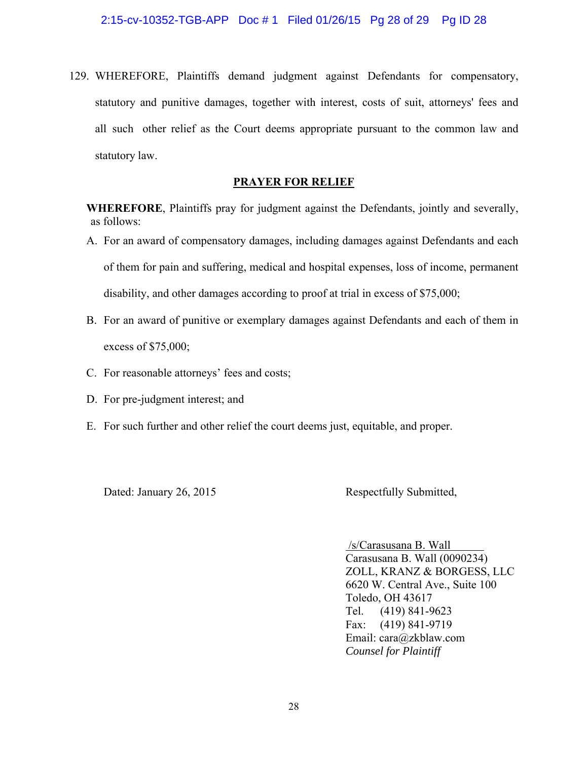129. WHEREFORE, Plaintiffs demand judgment against Defendants for compensatory, statutory and punitive damages, together with interest, costs of suit, attorneys' fees and all such other relief as the Court deems appropriate pursuant to the common law and statutory law.

## PRAYER FOR RELIEF

**WHEREFORE**, Plaintiffs pray for judgment against the Defendants, jointly and severally, as follows:

A. For an award of compensatory damages, including damages against Defendants and each of them for pain and suffering, medical and hospital expenses, loss of income, permanent disability, and other damages according to proof at trial in excess of $75,000;

B. For an award of punitive or exemplary damages against Defendants and each of them in excess of $75,000;

C. For reasonable attorneys' fees and costs;

D. For pre-judgment interest; and

E. For such further and other relief the court deems just, equitable, and proper.

Dated: January 26, 2015

Respectfully Submitted,

/s/Carasusana B. Wall
Carasusana B. Wall (0090234)
ZOLL, KRANZ & BORGESS, LLC
6620 W. Central Ave., Suite 100
Toledo, OH 43617
Tel. (419) 841-9623
Fax: (419) 841-9719
Email: cara@zkblaw.com
*Counsel for Plaintiff*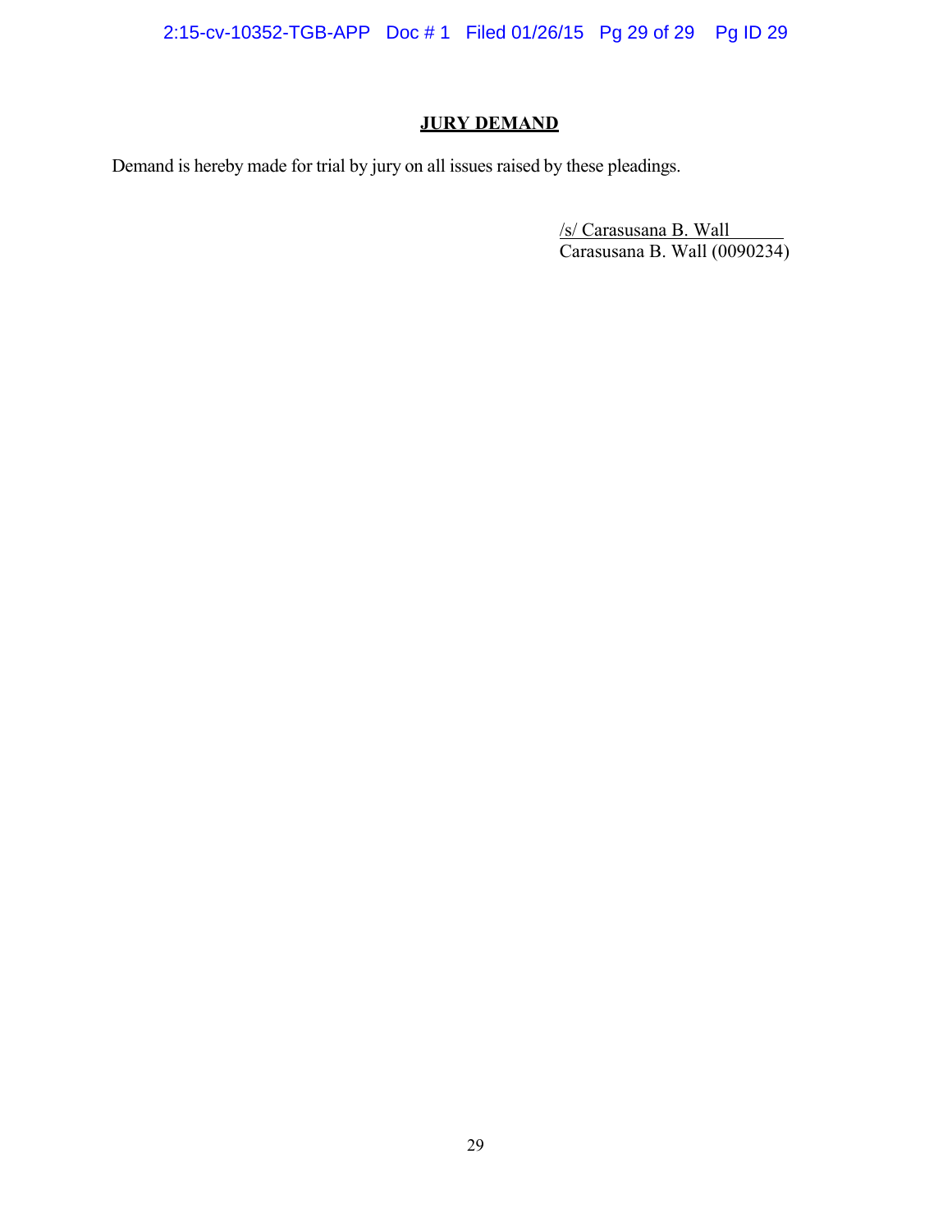## JURY DEMAND

Demand is hereby made for trial by jury on all issues raised by these pleadings.

/s/ Carasusana B. Wall
Carasusana B. Wall (0090234)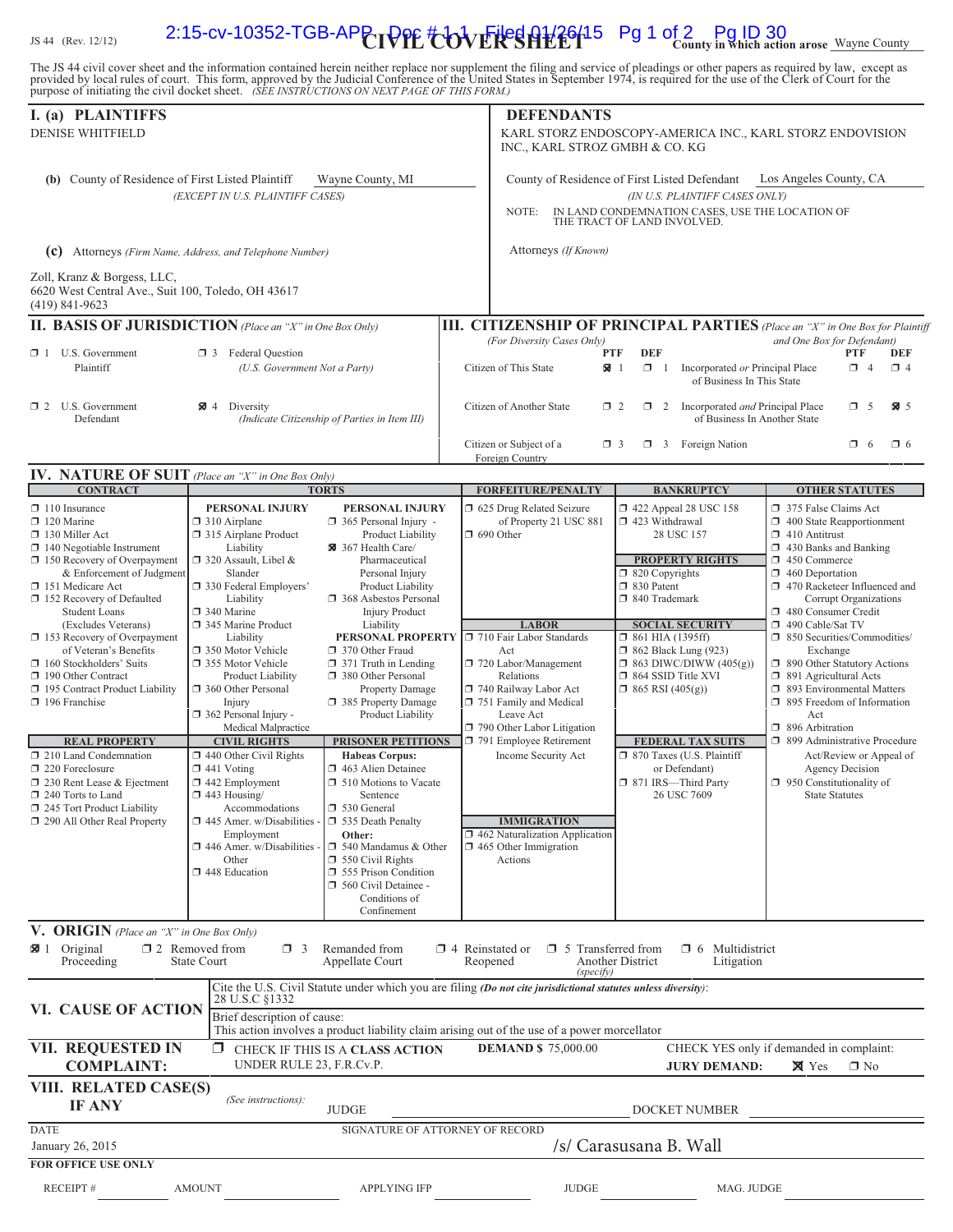JS 44 (Rev. 12/12)

# CIVIL COVER SHEET

**County in which action arose** Wayne County

The JS 44 civil cover sheet and the information contained herein neither replace nor supplement the filing and service of pleadings or other papers as required by law, except as provided by local rules of court. This form, approved by the Judicial Conference of the United States in September 1974, is required for the use of the Clerk of Court for the purpose of initiating the civil docket sheet. *(SEE INSTRUCTIONS ON NEXT PAGE OF THIS FORM.)*

## I. (a) PLAINTIFFS

DENISE WHITFIELD

**DEFENDANTS**

KARL STORZ ENDOSCOPY-AMERICA INC., KARL STORZ ENDOVISION INC., KARL STROZ GMBH & CO. KG

**(b)** County of Residence of First Listed Plaintiff: Wayne County, MI
*(EXCEPT IN U.S. PLAINTIFF CASES)*

County of Residence of First Listed Defendant: Los Angeles County, CA
*(IN U.S. PLAINTIFF CASES ONLY)*

NOTE: IN LAND CONDEMNATION CASES, USE THE LOCATION OF THE TRACT OF LAND INVOLVED.

**(c)** Attorneys *(Firm Name, Address, and Telephone Number)*

Zoll, Kranz & Borgess, LLC,
6620 West Central Ave., Suit 100, Toledo, OH 43617
(419) 841-9623

Attorneys *(If Known)*

## II. BASIS OF JURISDICTION *(Place an "X" in One Box Only)*

- ☐ 1 U.S. Government Plaintiff
- ☐ 3 Federal Question (U.S. Government Not a Party)
- ☐ 2 U.S. Government Defendant
- ☒ 4 Diversity (Indicate Citizenship of Parties in Item III)

## III. CITIZENSHIP OF PRINCIPAL PARTIES *(Place an "X" in One Box for Plaintiff and One Box for Defendant)* *(For Diversity Cases Only)*

| | PTF | DEF | | PTF | DEF |
|---|---|---|---|---|---|
| Citizen of This State | ☒ 1 | ☐ 1 | Incorporated *or* Principal Place of Business In This State | ☐ 4 | ☐ 4 |
| Citizen of Another State | ☐ 2 | ☐ 2 | Incorporated *and* Principal Place of Business In Another State | ☐ 5 | ☒ 5 |
| Citizen or Subject of a Foreign Country | ☐ 3 | ☐ 3 | Foreign Nation | ☐ 6 | ☐ 6 |

## IV. NATURE OF SUIT *(Place an "X" in One Box Only)*

**CONTRACT**
- ☐ 110 Insurance
- ☐ 120 Marine
- ☐ 130 Miller Act
- ☐ 140 Negotiable Instrument
- ☐ 150 Recovery of Overpayment & Enforcement of Judgment
- ☐ 151 Medicare Act
- ☐ 152 Recovery of Defaulted Student Loans (Excludes Veterans)
- ☐ 153 Recovery of Overpayment of Veteran's Benefits
- ☐ 160 Stockholders' Suits
- ☐ 190 Other Contract
- ☐ 195 Contract Product Liability
- ☐ 196 Franchise

**REAL PROPERTY**
- ☐ 210 Land Condemnation
- ☐ 220 Foreclosure
- ☐ 230 Rent Lease & Ejectment
- ☐ 240 Torts to Land
- ☐ 245 Tort Product Liability
- ☐ 290 All Other Real Property

**TORTS**

PERSONAL INJURY
- ☐ 310 Airplane
- ☐ 315 Airplane Product Liability
- ☐ 320 Assault, Libel & Slander
- ☐ 330 Federal Employers' Liability
- ☐ 340 Marine
- ☐ 345 Marine Product Liability
- ☐ 350 Motor Vehicle
- ☐ 355 Motor Vehicle Product Liability
- ☐ 360 Other Personal Injury
- ☐ 362 Personal Injury - Medical Malpractice

PERSONAL INJURY
- ☐ 365 Personal Injury - Product Liability
- ☒ 367 Health Care/ Pharmaceutical Personal Injury Product Liability
- ☐ 368 Asbestos Personal Injury Product Liability

PERSONAL PROPERTY
- ☐ 370 Other Fraud
- ☐ 371 Truth in Lending
- ☐ 380 Other Personal Property Damage
- ☐ 385 Property Damage Product Liability

**CIVIL RIGHTS**
- ☐ 440 Other Civil Rights
- ☐ 441 Voting
- ☐ 442 Employment
- ☐ 443 Housing/ Accommodations
- ☐ 445 Amer. w/Disabilities - Employment
- ☐ 446 Amer. w/Disabilities - Other
- ☐ 448 Education

**PRISONER PETITIONS**

Habeas Corpus:
- ☐ 463 Alien Detainee
- ☐ 510 Motions to Vacate Sentence
- ☐ 530 General
- ☐ 535 Death Penalty

Other:
- ☐ 540 Mandamus & Other
- ☐ 550 Civil Rights
- ☐ 555 Prison Condition
- ☐ 560 Civil Detainee - Conditions of Confinement

**FORFEITURE/PENALTY**
- ☐ 625 Drug Related Seizure of Property 21 USC 881
- ☐ 690 Other

**LABOR**
- ☐ 710 Fair Labor Standards Act
- ☐ 720 Labor/Management Relations
- ☐ 740 Railway Labor Act
- ☐ 751 Family and Medical Leave Act
- ☐ 790 Other Labor Litigation
- ☐ 791 Employee Retirement Income Security Act

**IMMIGRATION**
- ☐ 462 Naturalization Application
- ☐ 465 Other Immigration Actions

**BANKRUPTCY**
- ☐ 422 Appeal 28 USC 158
- ☐ 423 Withdrawal 28 USC 157

**PROPERTY RIGHTS**
- ☐ 820 Copyrights
- ☐ 830 Patent
- ☐ 840 Trademark

**SOCIAL SECURITY**
- ☐ 861 HIA (1395ff)
- ☐ 862 Black Lung (923)
- ☐ 863 DIWC/DIWW (405(g))
- ☐ 864 SSID Title XVI
- ☐ 865 RSI (405(g))

**FEDERAL TAX SUITS**
- ☐ 870 Taxes (U.S. Plaintiff or Defendant)
- ☐ 871 IRS—Third Party 26 USC 7609

**OTHER STATUTES**
- ☐ 375 False Claims Act
- ☐ 400 State Reapportionment
- ☐ 410 Antitrust
- ☐ 430 Banks and Banking
- ☐ 450 Commerce
- ☐ 460 Deportation
- ☐ 470 Racketeer Influenced and Corrupt Organizations
- ☐ 480 Consumer Credit
- ☐ 490 Cable/Sat TV
- ☐ 850 Securities/Commodities/ Exchange
- ☐ 890 Other Statutory Actions
- ☐ 891 Agricultural Acts
- ☐ 893 Environmental Matters
- ☐ 895 Freedom of Information Act
- ☐ 896 Arbitration
- ☐ 899 Administrative Procedure Act/Review or Appeal of Agency Decision
- ☐ 950 Constitutionality of State Statutes

## V. ORIGIN *(Place an "X" in One Box Only)*

- ☒ 1 Original Proceeding
- ☐ 2 Removed from State Court
- ☐ 3 Remanded from Appellate Court
- ☐ 4 Reinstated or Reopened
- ☐ 5 Transferred from Another District *(specify)*
- ☐ 6 Multidistrict Litigation

## VI. CAUSE OF ACTION

Cite the U.S. Civil Statute under which you are filing ***(Do not cite jurisdictional statutes unless diversity)***:
28 U.S.C §1332

Brief description of cause:
This action involves a product liability claim arising out of the use of a power morcellator

## VII. REQUESTED IN COMPLAINT:

☐ CHECK IF THIS IS A **CLASS ACTION** UNDER RULE 23, F.R.Cv.P.

**DEMAND $** 75,000.00

CHECK YES only if demanded in complaint:
**JURY DEMAND:** ☒ Yes ☐ No

## VIII. RELATED CASE(S) IF ANY

*(See instructions):* JUDGE ______ DOCKET NUMBER ______

DATE: January 26, 2015

SIGNATURE OF ATTORNEY OF RECORD: /s/ Carasusana B. Wall

**FOR OFFICE USE ONLY**

RECEIPT # ______ AMOUNT ______ APPLYING IFP ______ JUDGE ______ MAG. JUDGE ______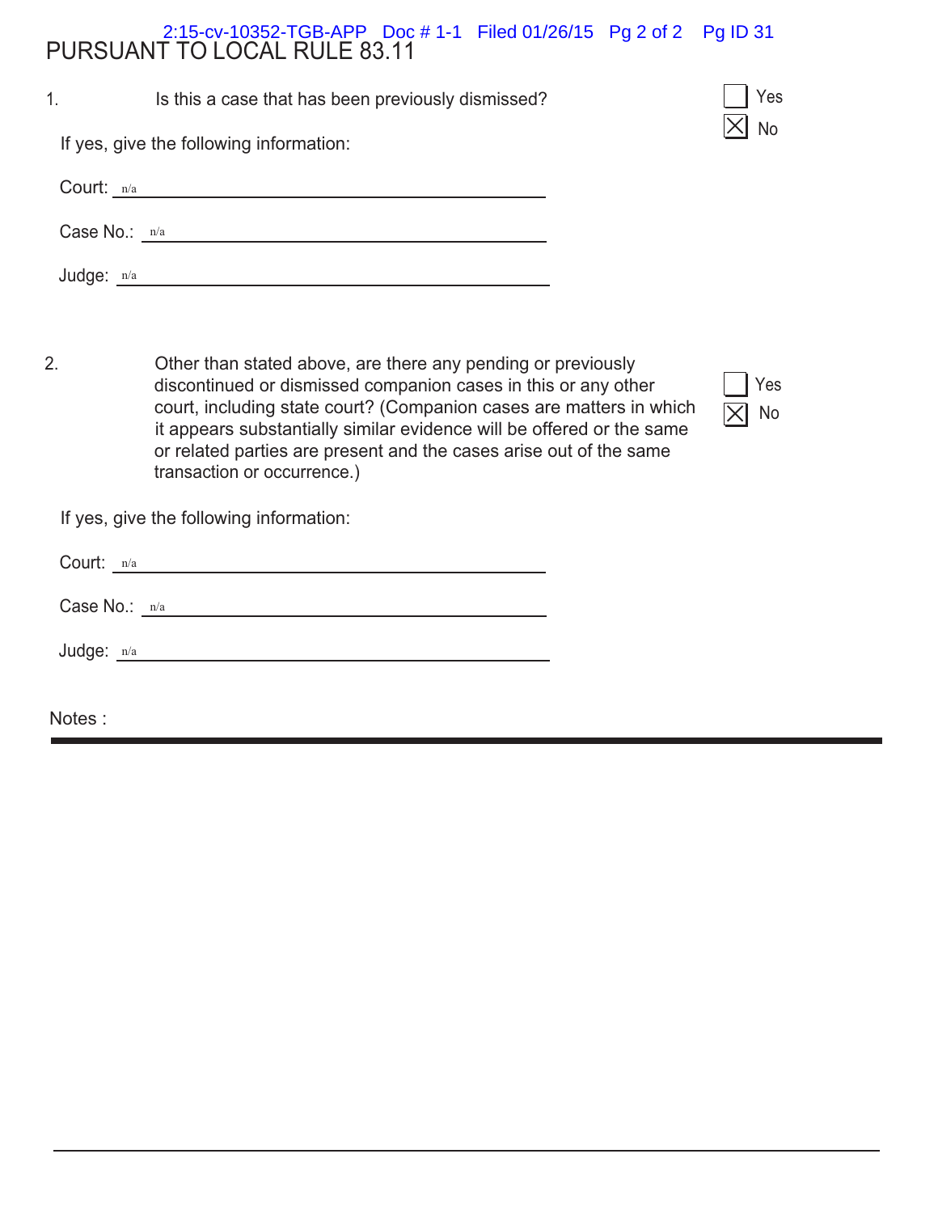PURSUANT TO LOCAL RULE 83.11

1. Is this a case that has been previously dismissed?

☐ Yes
☒ No

If yes, give the following information:

Court: n/a

Case No.: n/a

Judge: n/a

2. Other than stated above, are there any pending or previously discontinued or dismissed companion cases in this or any other court, including state court? (Companion cases are matters in which it appears substantially similar evidence will be offered or the same or related parties are present and the cases arise out of the same transaction or occurrence.)

☐ Yes
☒ No

If yes, give the following information:

Court: n/a

Case No.: n/a

Judge: n/a

Notes :